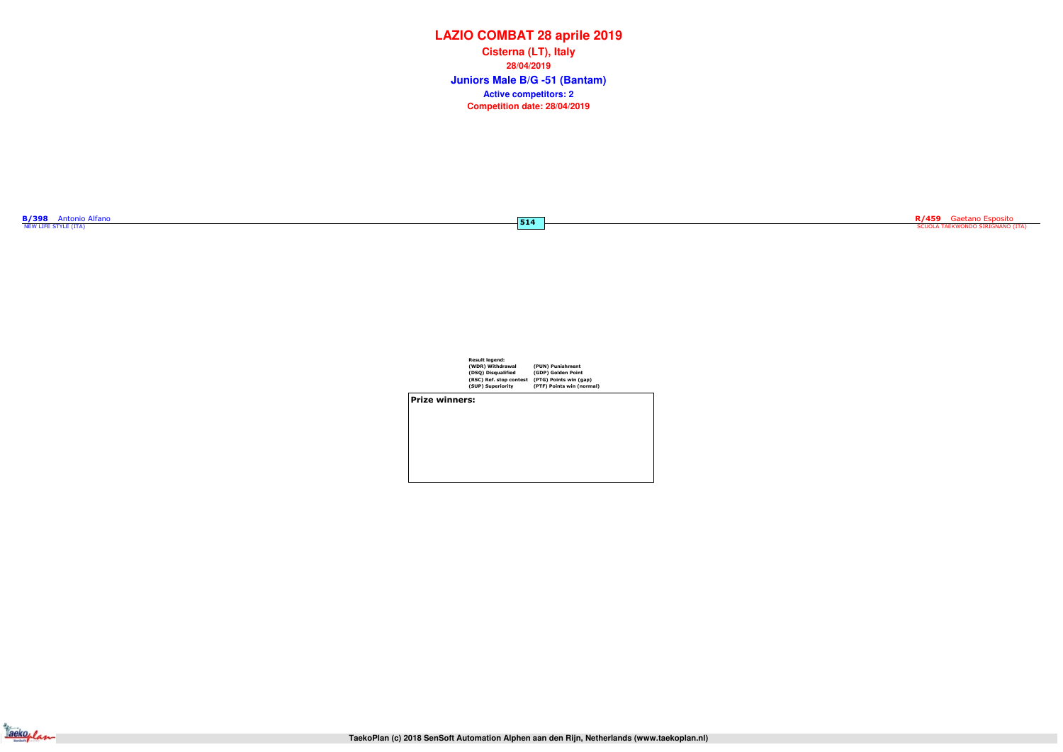# LAZIO COMBAT 28 aprile 2019

**Cisterna (LT), Italy**

**28/04/2019**

## Juniors Male B/G -51 (Bantam)

**Active competitors: 2**

**Competition date: 28/04/2019**

**B/398** Antonio Alfano
NEW LIFE STYLE (ITA)

**514**

**R/459** Gaetano Esposito
SCUOLA TAEKWONDO SIRIGNANO (ITA)

**Result legend:**

| | |
|---|---|
| (WDR) Withdrawal | (PUN) Punishment |
| (DSQ) Disqualified | (GDP) Golden Point |
| (RSC) Ref. stop contest | (PTG) Points win (gap) |
| (SUP) Superiority | (PTF) Points win (normal) |

**Prize winners:**

TaekoPlan (c) 2018 SenSoft Automation Alphen aan den Rijn, Netherlands (www.taekoplan.nl)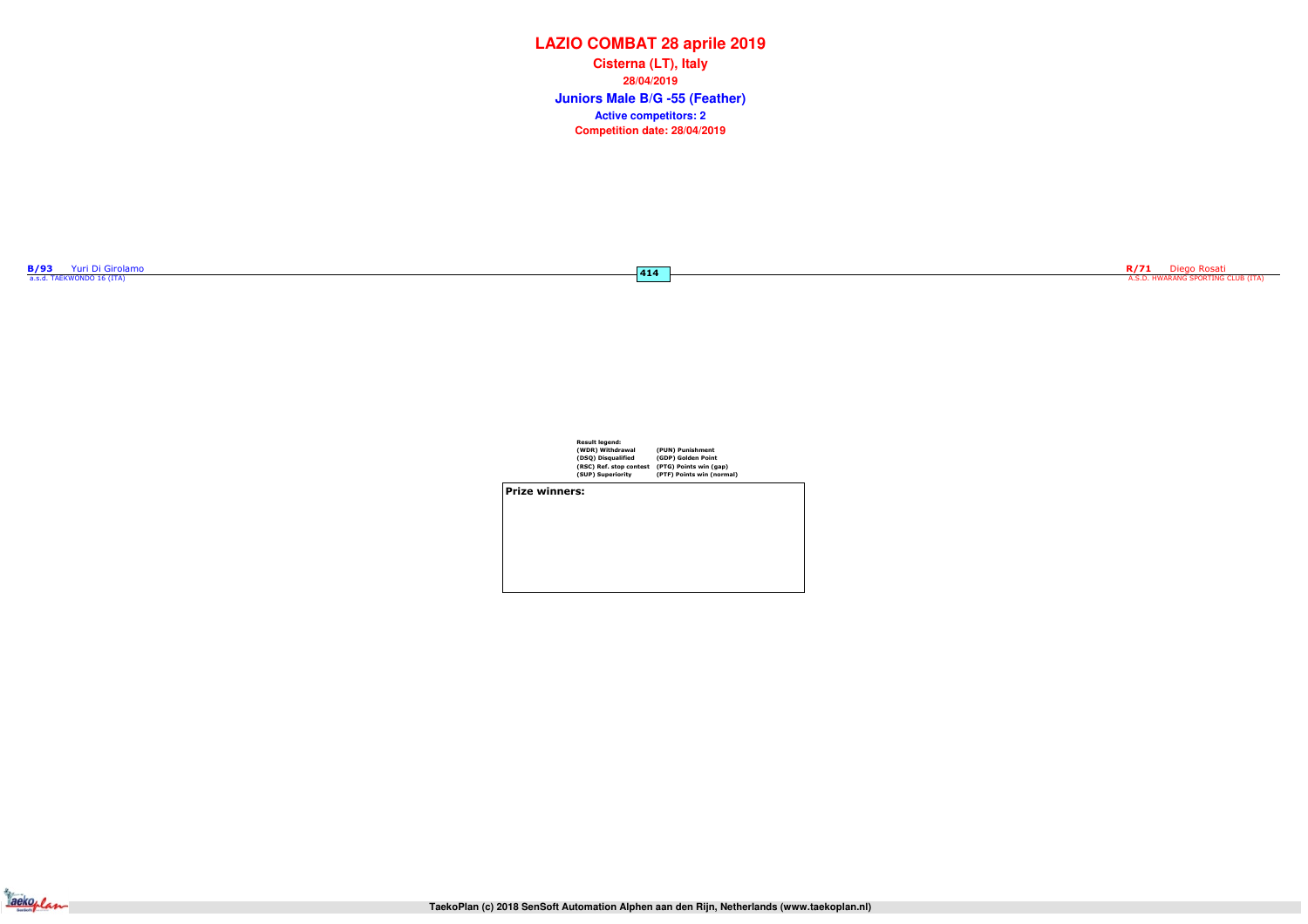# LAZIO COMBAT 28 aprile 2019

**Cisterna (LT), Italy**

**28/04/2019**

## Juniors Male B/G -55 (Feather)

**Active competitors: 2**

**Competition date: 28/04/2019**

**B/93** Yuri Di Girolamo
a.s.d. TAEKWONDO 16 (ITA)

**414**

**R/71** Diego Rosati
A.S.D. HWARANG SPORTING CLUB (ITA)

**Result legend:**

| | |
|---|---|
| (WDR) Withdrawal | (PUN) Punishment |
| (DSQ) Disqualified | (GDP) Golden Point |
| (RSC) Ref. stop contest | (PTG) Points win (gap) |
| (SUP) Superiority | (PTF) Points win (normal) |

**Prize winners:**

TaekoPlan (c) 2018 SenSoft Automation Alphen aan den Rijn, Netherlands (www.taekoplan.nl)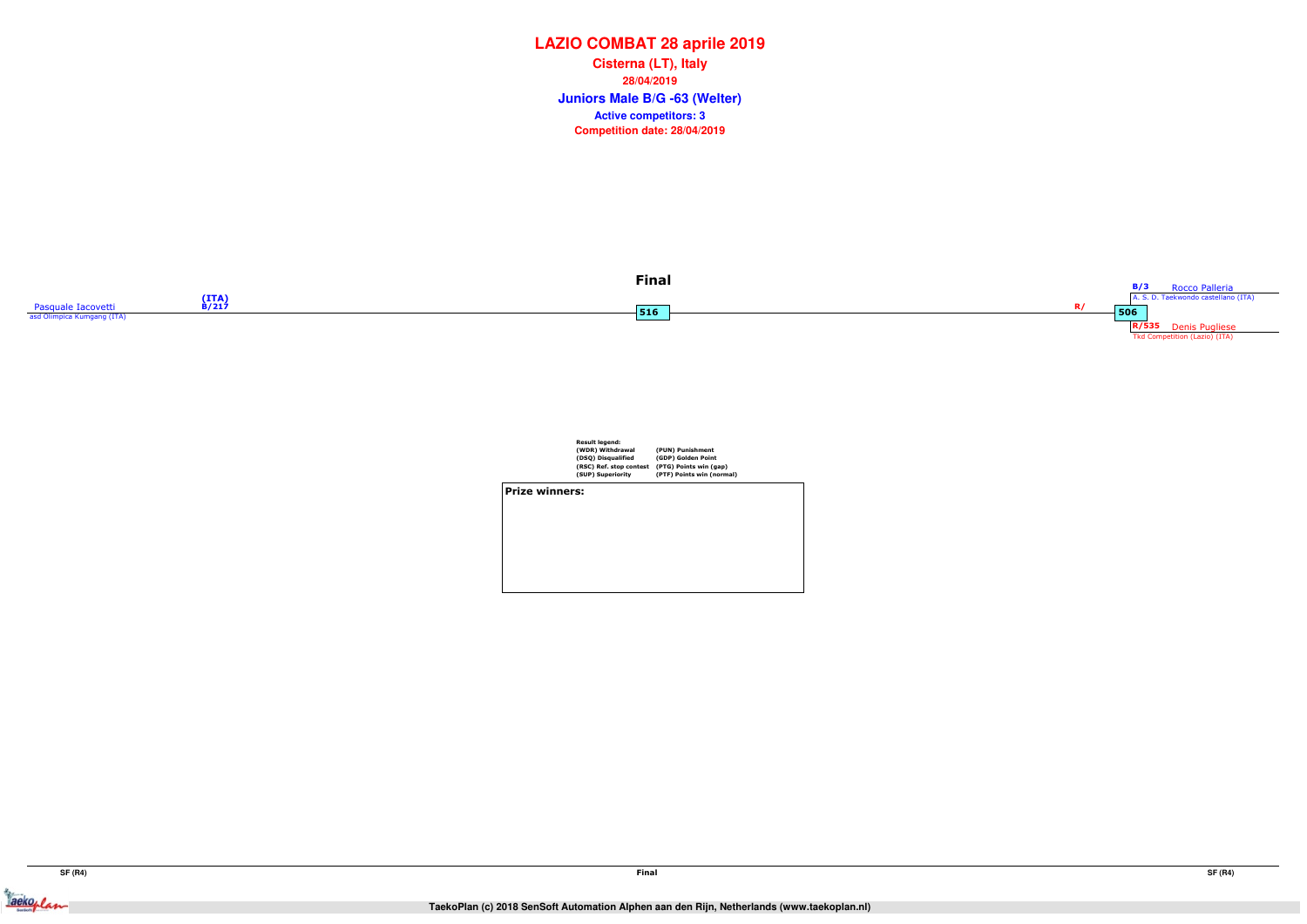# LAZIO COMBAT 28 aprile 2019

**Cisterna (LT), Italy**

**28/04/2019**

## Juniors Male B/G -63 (Welter)

**Active competitors: 3**

**Competition date: 28/04/2019**

### Final

Pasquale Iacovetti (ITA)
asd Olimpica Kumgang (ITA)
B/217

**516**

R/

**506**

B/3 Rocco Palleria
A. S. D. Taekwondo castellano (ITA)

R/535 Denis Pugliese
Tkd Competition (Lazio) (ITA)

**Result legend:**

| | |
|---|---|
| (WDR) Withdrawal | (PUN) Punishment |
| (DSQ) Disqualified | (GDP) Golden Point |
| (RSC) Ref. stop contest | (PTG) Points win (gap) |
| (SUP) Superiority | (PTF) Points win (normal) |

**Prize winners:**

SF (R4) | Final | SF (R4)

TaekoPlan (c) 2018 SenSoft Automation Alphen aan den Rijn, Netherlands (www.taekoplan.nl)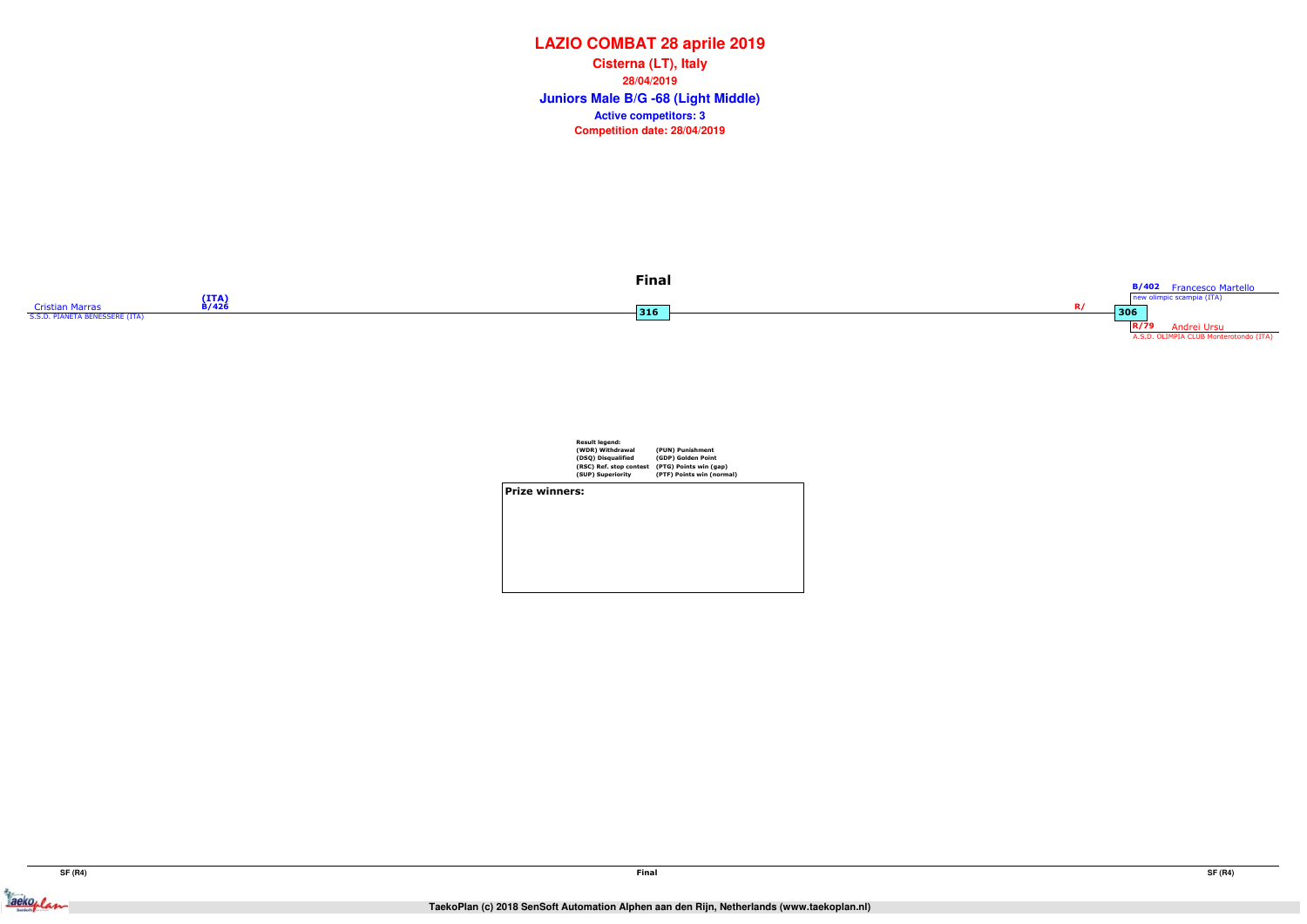# LAZIO COMBAT 28 aprile 2019

**Cisterna (LT), Italy**

**28/04/2019**

## Juniors Male B/G -68 (Light Middle)

**Active competitors: 3**

**Competition date: 28/04/2019**

### Final

Cristian Marras (ITA) B/426
S.S.D. PIANETA BENESSERE (ITA)

316

R/

306

B/402 Francesco Martello
new olimpic scampia (ITA)

R/79 Andrei Ursu
A.S.D. OLIMPIA CLUB Monterotondo (ITA)

**Result legend:**

| | |
|---|---|
| (WDR) Withdrawal | (PUN) Punishment |
| (DSQ) Disqualified | (GDP) Golden Point |
| (RSC) Ref. stop contest | (PTG) Points win (gap) |
| (SUP) Superiority | (PTF) Points win (normal) |

**Prize winners:**

SF (R4) | Final | SF (R4)

TaekoPlan (c) 2018 SenSoft Automation Alphen aan den Rijn, Netherlands (www.taekoplan.nl)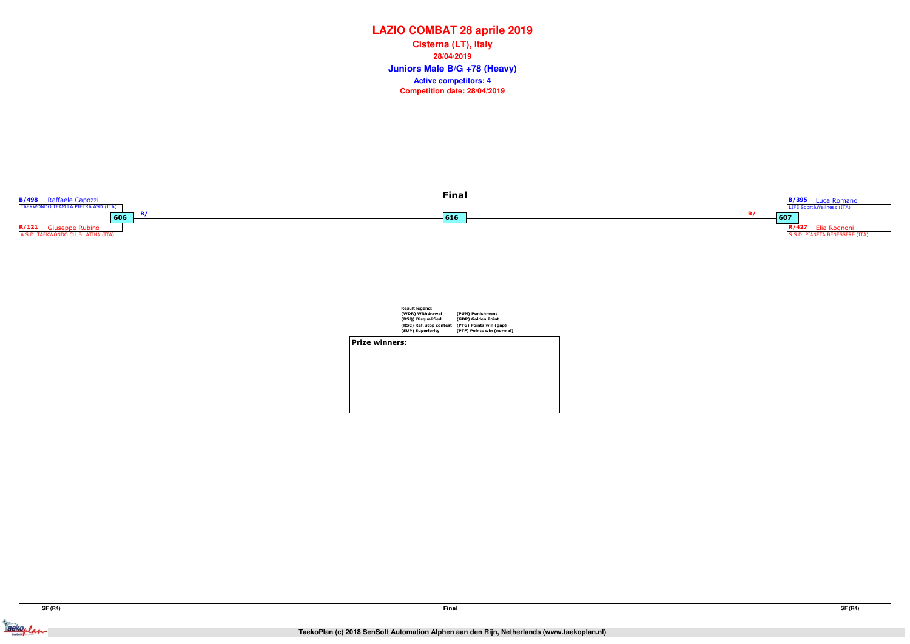# LAZIO COMBAT 28 aprile 2019

**Cisterna (LT), Italy**

**28/04/2019**

## Juniors Male B/G +78 (Heavy)

**Active competitors: 4**

**Competition date: 28/04/2019**

### Final

**B/498** Raffaele Capozzi
TAEKWONDO TEAM LA PIETRA ASD (ITA)

**606** B/

**R/121** Giuseppe Rubino
A.S.D. TAEKWONDO CLUB LATINA (ITA)

**616**

**B/395** Luca Romano
LIFE Sport&Wellness (ITA)

R/ **607**

**R/427** Elia Rognoni
S.S.D. PIANETA BENESSERE (ITA)

**Result legend:**

| | |
|---|---|
| (WDR) Withdrawal | (PUN) Punishment |
| (DSQ) Disqualified | (GDP) Golden Point |
| (RSC) Ref. stop contest | (PTG) Points win (gap) |
| (SUP) Superiority | (PTF) Points win (normal) |

**Prize winners:**

SF (R4) | Final | SF (R4)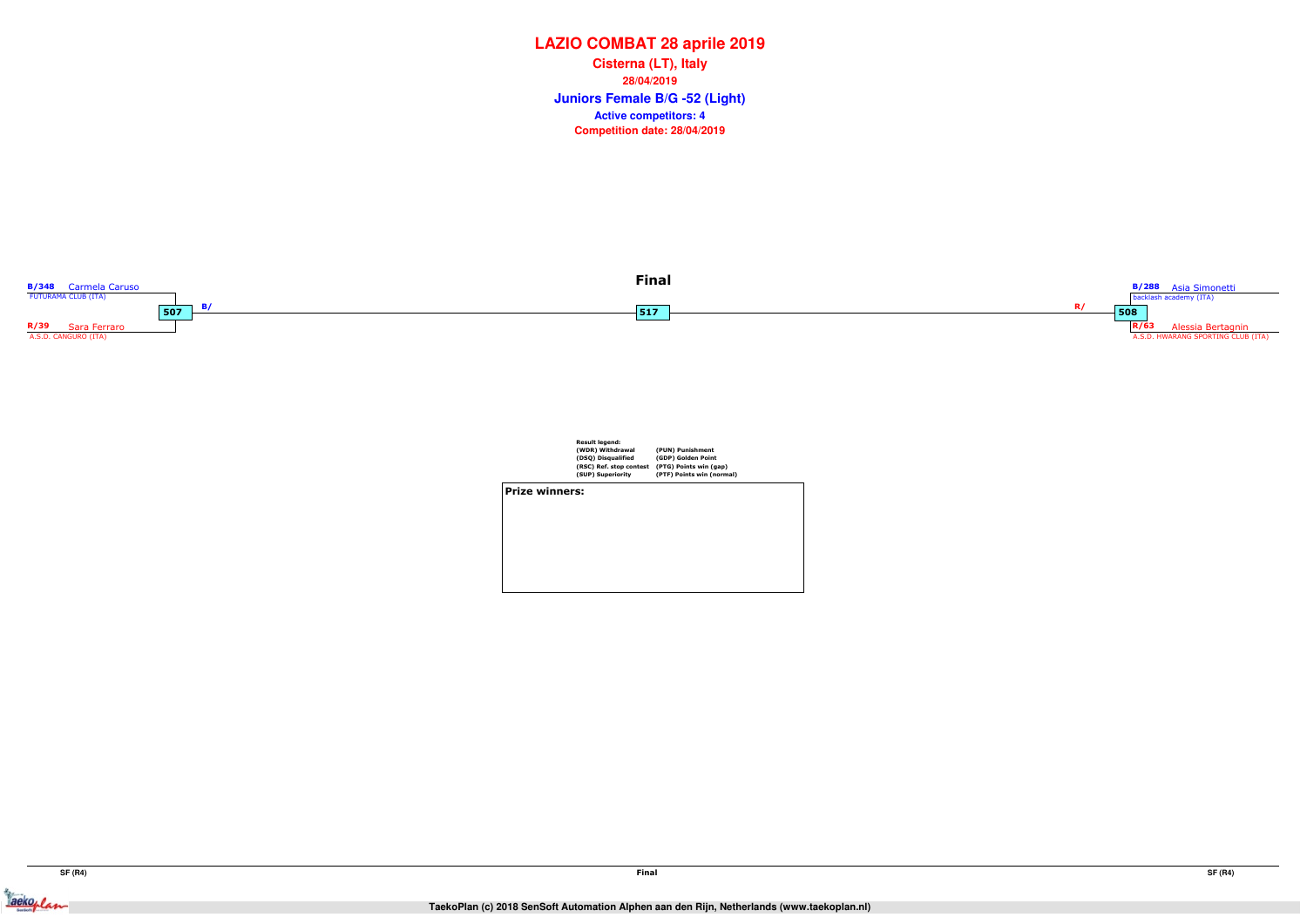# LAZIO COMBAT 28 aprile 2019

**Cisterna (LT), Italy**

**28/04/2019**

## Juniors Female B/G -52 (Light)

**Active competitors: 4**

**Competition date: 28/04/2019**

### Final

**B/348** Carmela Caruso
FUTURAMA CLUB (ITA)

507 — B/

**R/39** Sara Ferraro
A.S.D. CANGURO (ITA)

517

**B/288** Asia Simonetti
backlash academy (ITA)

R/ — 508

**R/63** Alessia Bertagnin
A.S.D. HWARANG SPORTING CLUB (ITA)

**Result legend:**

| | |
|---|---|
| (WDR) Withdrawal | (PUN) Punishment |
| (DSQ) Disqualified | (GDP) Golden Point |
| (RSC) Ref. stop contest | (PTG) Points win (gap) |
| (SUP) Superiority | (PTF) Points win (normal) |

**Prize winners:**

SF (R4) | Final | SF (R4)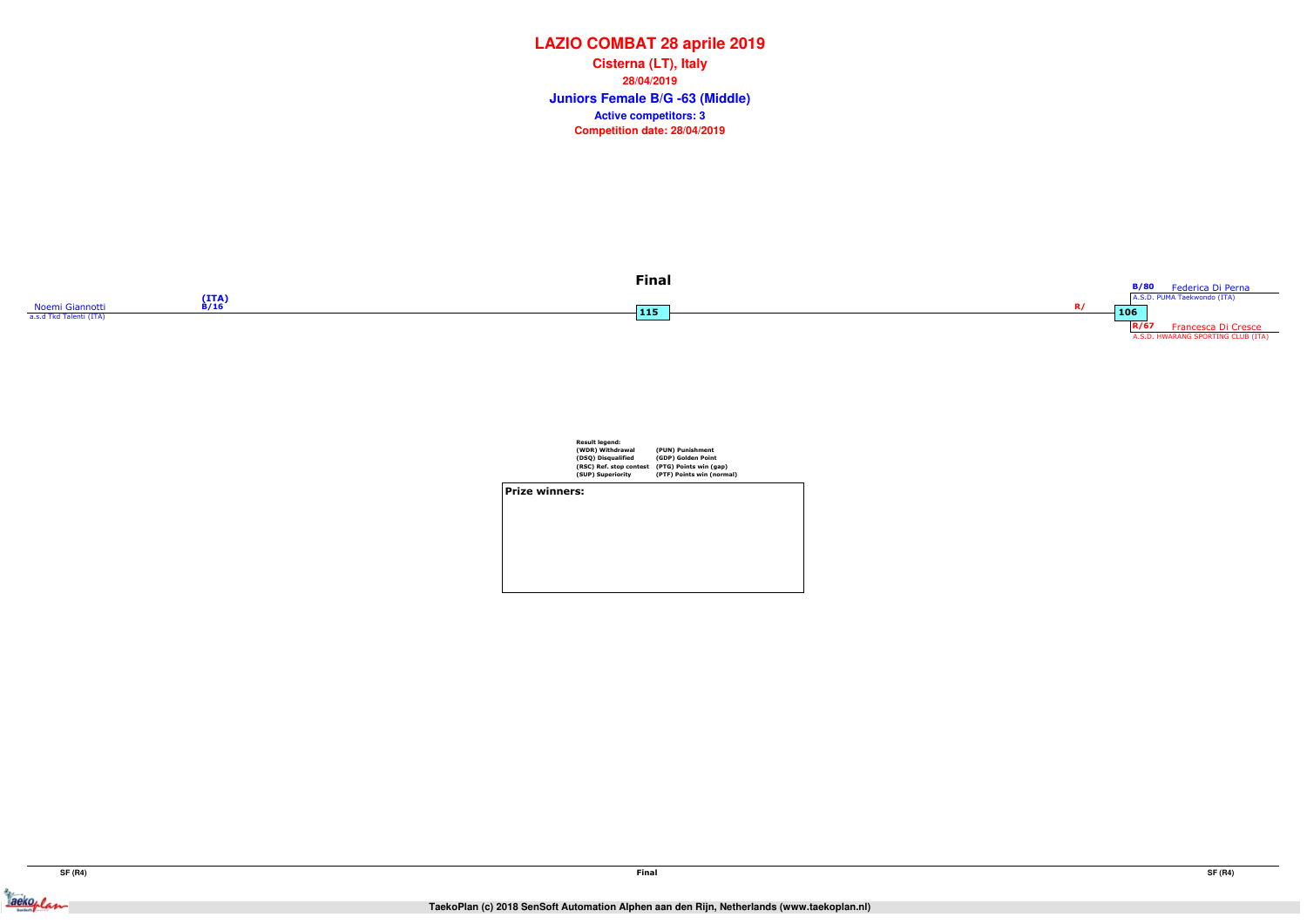# LAZIO COMBAT 28 aprile 2019

**Cisterna (LT), Italy**

**28/04/2019**

## Juniors Female B/G -63 (Middle)

**Active competitors: 3**

**Competition date: 28/04/2019**

### Final

Noemi Giannotti
a.s.d Tkd Talenti (ITA)
(ITA)
B/16

115

R/

106

B/80 Federica Di Perna
A.S.D. PUMA Taekwondo (ITA)

R/67 Francesca Di Cresce
A.S.D. HWARANG SPORTING CLUB (ITA)

**Result legend:**

| | |
|---|---|
| (WDR) Withdrawal | (PUN) Punishment |
| (DSQ) Disqualified | (GDP) Golden Point |
| (RSC) Ref. stop contest | (PTG) Points win (gap) |
| (SUP) Superiority | (PTF) Points win (normal) |

**Prize winners:**

SF (R4) | Final | SF (R4)

TaekoPlan (c) 2018 SenSoft Automation Alphen aan den Rijn, Netherlands (www.taekoplan.nl)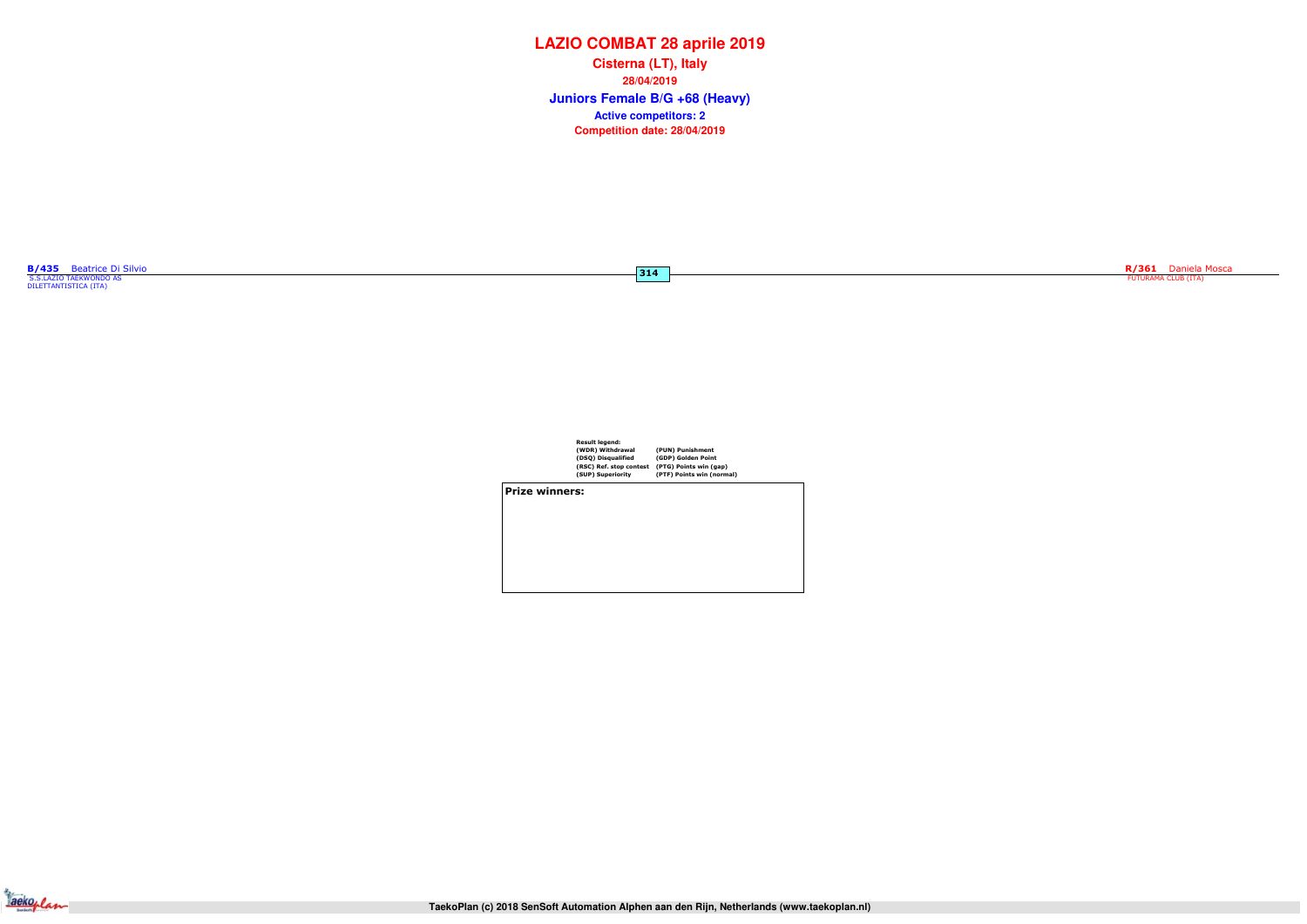# LAZIO COMBAT 28 aprile 2019

**Cisterna (LT), Italy**

**28/04/2019**

## Juniors Female B/G +68 (Heavy)

**Active competitors: 2**

**Competition date: 28/04/2019**

**B/435** Beatrice Di Silvio
S.S.LAZIO TAEKWONDO AS DILETTANTISTICA (ITA)

**314**

**R/361** Daniela Mosca
FUTURAMA CLUB (ITA)

**Result legend:**

| | |
|---|---|
| (WDR) Withdrawal | (PUN) Punishment |
| (DSQ) Disqualified | (GDP) Golden Point |
| (RSC) Ref. stop contest | (PTG) Points win (gap) |
| (SUP) Superiority | (PTF) Points win (normal) |

**Prize winners:**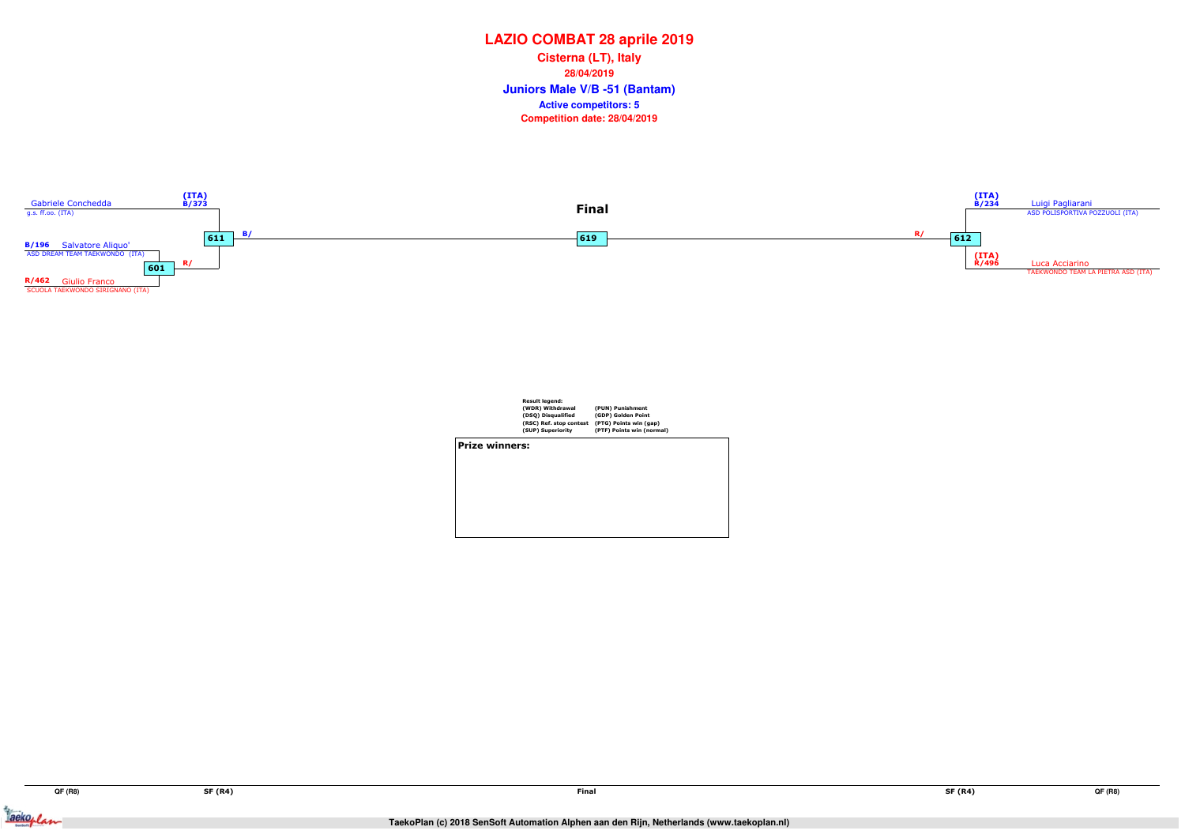# LAZIO COMBAT 28 aprile 2019

**Cisterna (LT), Italy**

**28/04/2019**

## Juniors Male V/B -51 (Bantam)

**Active competitors: 5**

**Competition date: 28/04/2019**

**Final**

Gabriele Conchedda (ITA) B/373
g.s. ff.oo. (ITA)

B/196 Salvatore Aliquo'
ASD DREAM TEAM TAEKWONDO (ITA)

R/462 Giulio Franco
SCUOLA TAEKWONDO SIRIGNANO (ITA)

601 R/

611 B/

619

612 R/

(ITA) B/234 Luigi Pagliarani
ASD POLISPORTIVA POZZUOLI (ITA)

(ITA) R/496 Luca Acciarino
TAEKWONDO TEAM LA PIETRA ASD (ITA)

**Result legend:**

| | |
|---|---|
| (WDR) Withdrawal | (PUN) Punishment |
| (DSQ) Disqualified | (GDP) Golden Point |
| (RSC) Ref. stop contest | (PTG) Points win (gap) |
| (SUP) Superiority | (PTF) Points win (normal) |

**Prize winners:**

QF (R8) SF (R4) Final SF (R4) QF (R8)

TaekoPlan (c) 2018 SenSoft Automation Alphen aan den Rijn, Netherlands (www.taekoplan.nl)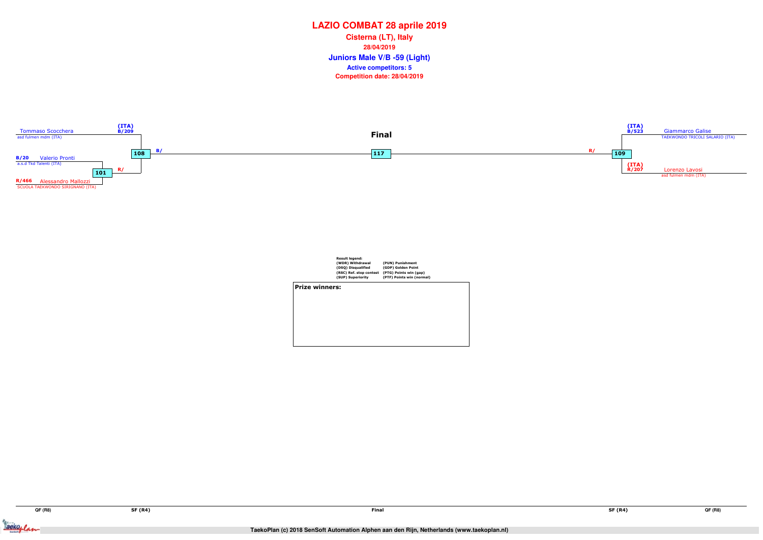# LAZIO COMBAT 28 aprile 2019

**Cisterna (LT), Italy**

**28/04/2019**

## Juniors Male V/B -59 (Light)

**Active competitors: 5**

**Competition date: 28/04/2019**

### Final

**Left side of bracket:**

- (ITA) B/209 Tommaso Scocchera — asd fulmen mdm (ITA)
- B/20 Valerio Pronti — a.s.d Tkd Talenti (ITA)
- R/466 Alessandro Mallozzi — SCUOLA TAEKWONDO SIRIGNANO (ITA)

Match 101: Valerio Pronti vs Alessandro Mallozzi → R/

Match 108: Tommaso Scocchera vs winner 101 → B/

**Right side of bracket:**

- (ITA) B/523 Giammarco Galise — TAEKWONDO TRICOLI SALARIO (ITA)
- (ITA) R/207 Lorenzo Lavosi — asd fulmen mdm (ITA)

Match 109: Giammarco Galise vs Lorenzo Lavosi → R/

**Final:** Match 117: winner 108 (B/) vs winner 109 (R/)

**Result legend:**

| | |
|---|---|
| (WDR) Withdrawal | (PUN) Punishment |
| (DSQ) Disqualified | (GDP) Golden Point |
| (RSC) Ref. stop contest | (PTG) Points win (gap) |
| (SUP) Superiority | (PTF) Points win (normal) |

**Prize winners:**

QF (R8) | SF (R4) | Final | SF (R4) | QF (R8)

TaekoPlan (c) 2018 SenSoft Automation Alphen aan den Rijn, Netherlands (www.taekoplan.nl)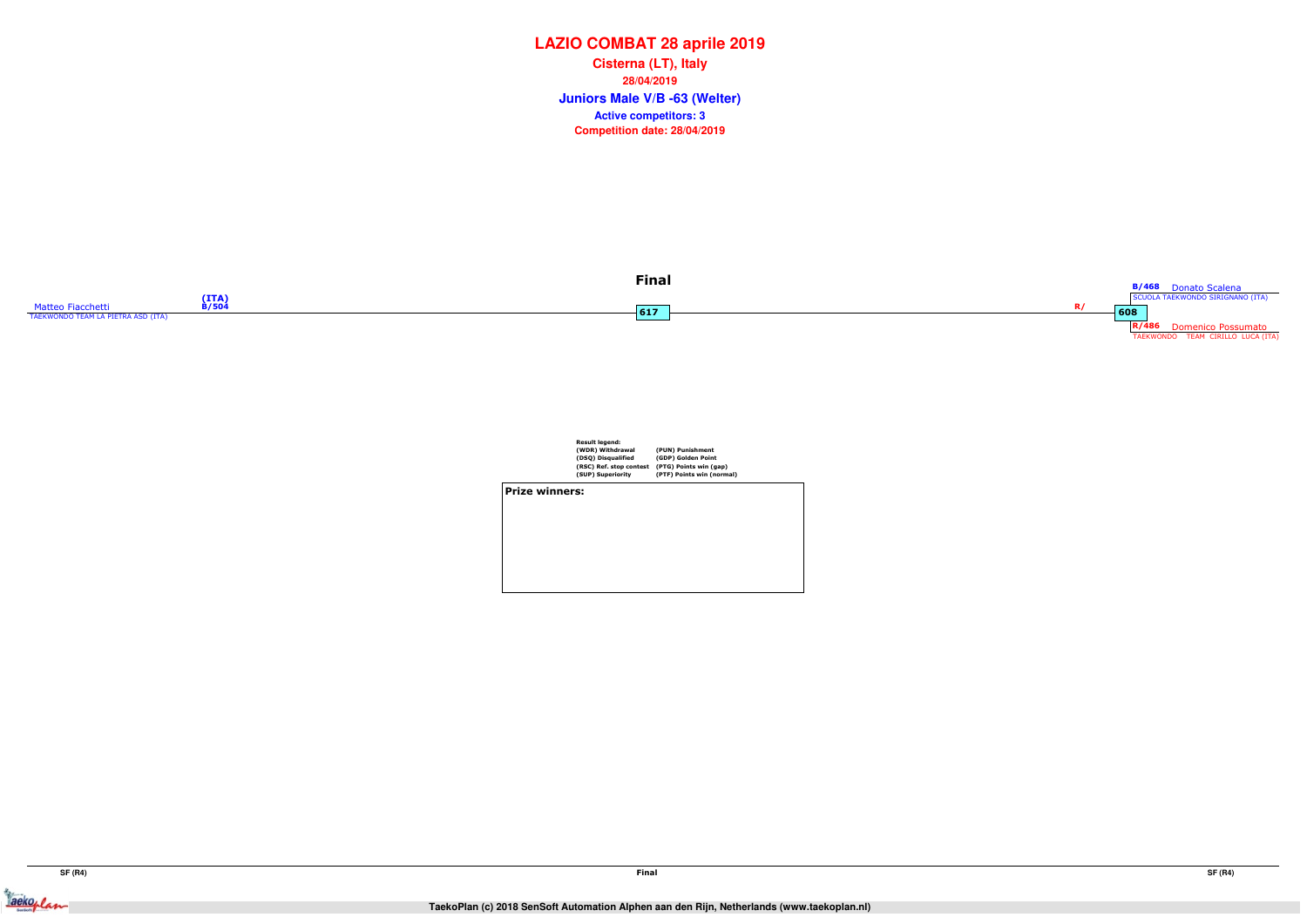# LAZIO COMBAT 28 aprile 2019

**Cisterna (LT), Italy**

**28/04/2019**

## Juniors Male V/B -63 (Welter)

**Active competitors: 3**

**Competition date: 28/04/2019**

### Final

Matteo Fiacchetti (ITA) B/504
TAEKWONDO TEAM LA PIETRA ASD (ITA)

617

R/

608

B/468 Donato Scalena
SCUOLA TAEKWONDO SIRIGNANO (ITA)

R/486 Domenico Possumato
TAEKWONDO TEAM CIRILLO LUCA (ITA)

**Result legend:**

| | |
|---|---|
| (WDR) Withdrawal | (PUN) Punishment |
| (DSQ) Disqualified | (GDP) Golden Point |
| (RSC) Ref. stop contest | (PTG) Points win (gap) |
| (SUP) Superiority | (PTF) Points win (normal) |

**Prize winners:**

SF (R4) | Final | SF (R4)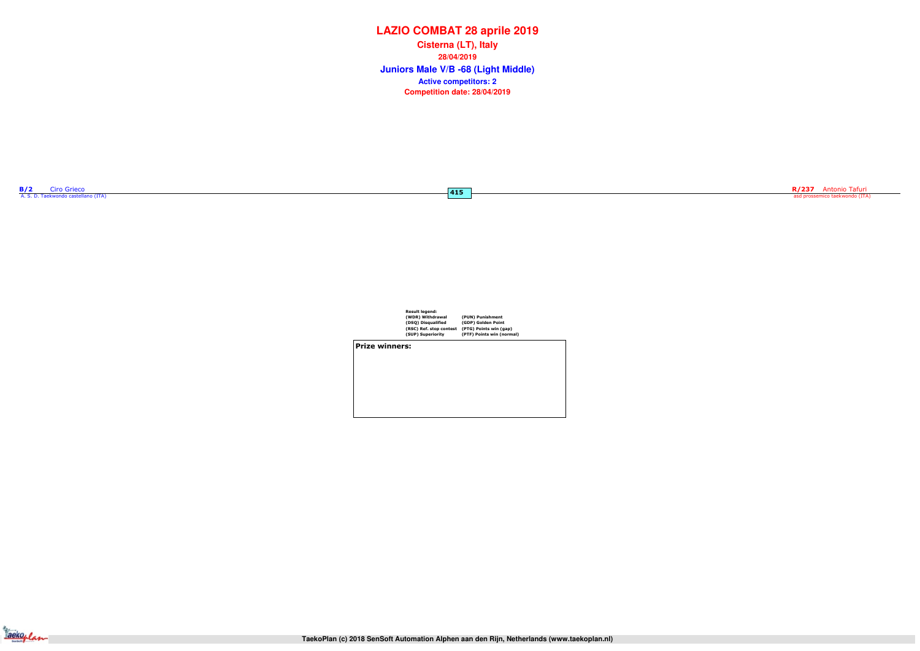# LAZIO COMBAT 28 aprile 2019

**Cisterna (LT), Italy**

**28/04/2019**

## Juniors Male V/B -68 (Light Middle)

**Active competitors: 2**

**Competition date: 28/04/2019**

**B/2** Ciro Grieco
A. S. D. Taekwondo castellano (ITA)

**415**

**R/237** Antonio Tafuri
asd prossemico taekwondo (ITA)

**Result legend:**

| | |
|---|---|
| (WDR) Withdrawal | (PUN) Punishment |
| (DSQ) Disqualified | (GDP) Golden Point |
| (RSC) Ref. stop contest | (PTG) Points win (gap) |
| (SUP) Superiority | (PTF) Points win (normal) |

**Prize winners:**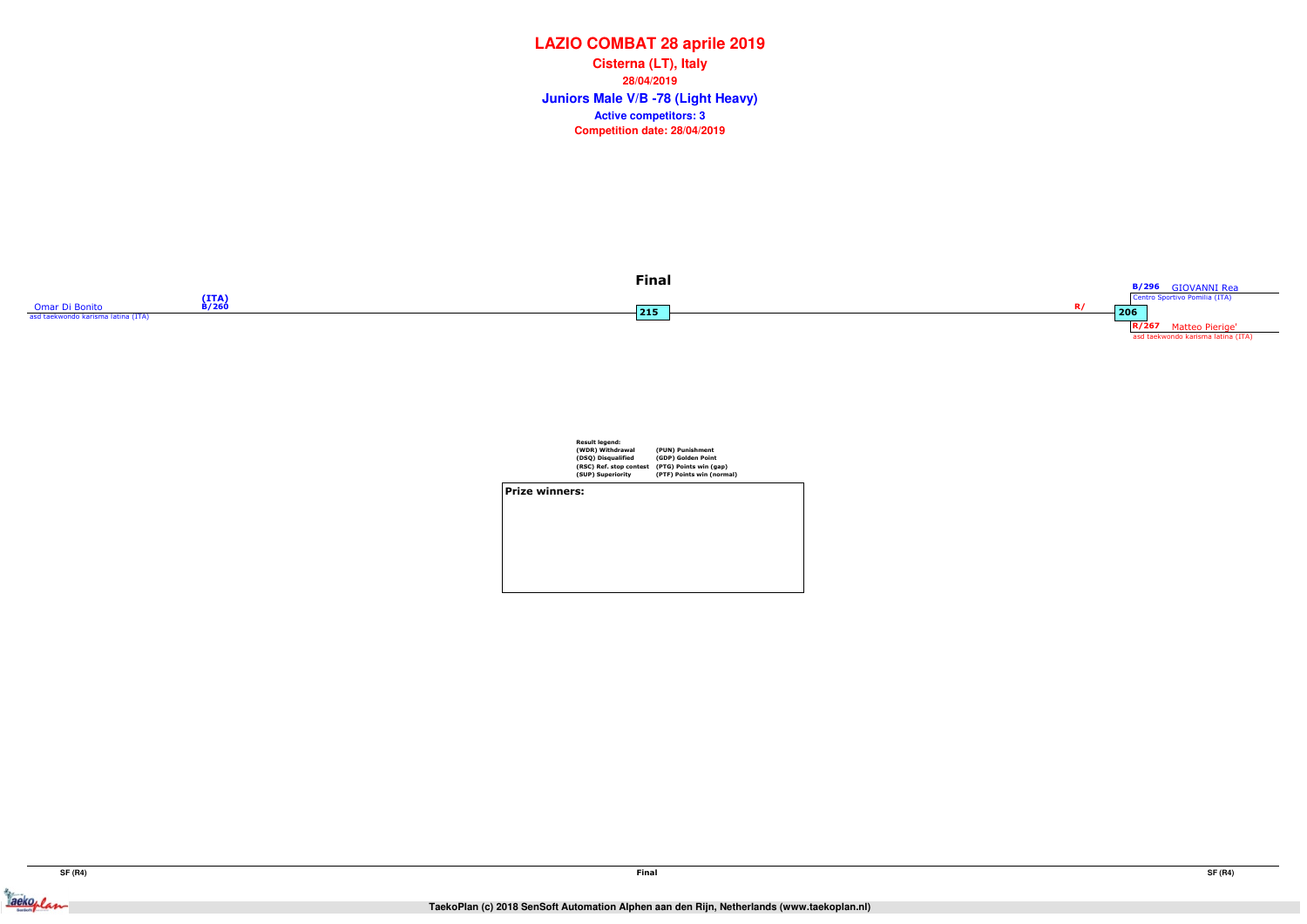# LAZIO COMBAT 28 aprile 2019

**Cisterna (LT), Italy**

**28/04/2019**

## Juniors Male V/B -78 (Light Heavy)

**Active competitors: 3**

**Competition date: 28/04/2019**

### Final

Omar Di Bonito (ITA) B/260
asd taekwondo karisma latina (ITA)

215

R/

206

B/296 GIOVANNI Rea
Centro Sportivo Pomilia (ITA)

R/267 Matteo Pierige'
asd taekwondo karisma latina (ITA)

**Result legend:**

| | |
|---|---|
| (WDR) Withdrawal | (PUN) Punishment |
| (DSQ) Disqualified | (GDP) Golden Point |
| (RSC) Ref. stop contest | (PTG) Points win (gap) |
| (SUP) Superiority | (PTF) Points win (normal) |

**Prize winners:**

SF (R4) | Final | SF (R4)

TaekoPlan (c) 2018 SenSoft Automation Alphen aan den Rijn, Netherlands (www.taekoplan.nl)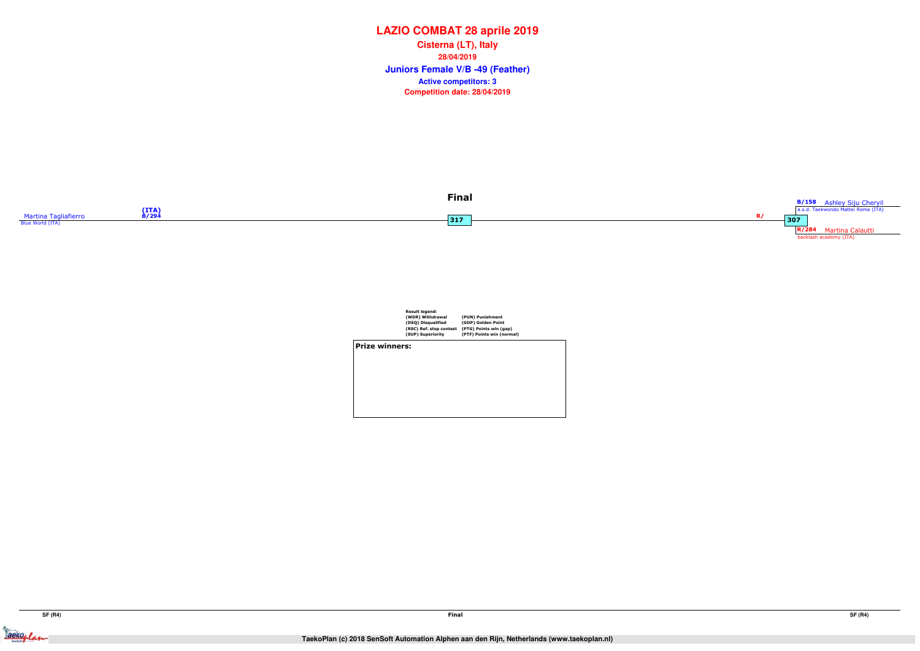# LAZIO COMBAT 28 aprile 2019

**Cisterna (LT), Italy**

**28/04/2019**

## Juniors Female V/B -49 (Feather)

**Active competitors: 3**

**Competition date: 28/04/2019**

### Final

Martina Tagliafierro (ITA) B/294
Blue World (ITA)

317

R/

307

B/158 Ashley Siju Cheryil
a.s.d. Taekwondo Mattei Roma (ITA)

R/284 Martina Calautti
backlash academy (ITA)

**Result legend:**

| | |
|---|---|
| (WDR) Withdrawal | (PUN) Punishment |
| (DSQ) Disqualified | (GDP) Golden Point |
| (RSC) Ref. stop contest | (PTG) Points win (gap) |
| (SUP) Superiority | (PTF) Points win (normal) |

**Prize winners:**

SF (R4) | Final | SF (R4)

TaekoPlan (c) 2018 SenSoft Automation Alphen aan den Rijn, Netherlands (www.taekoplan.nl)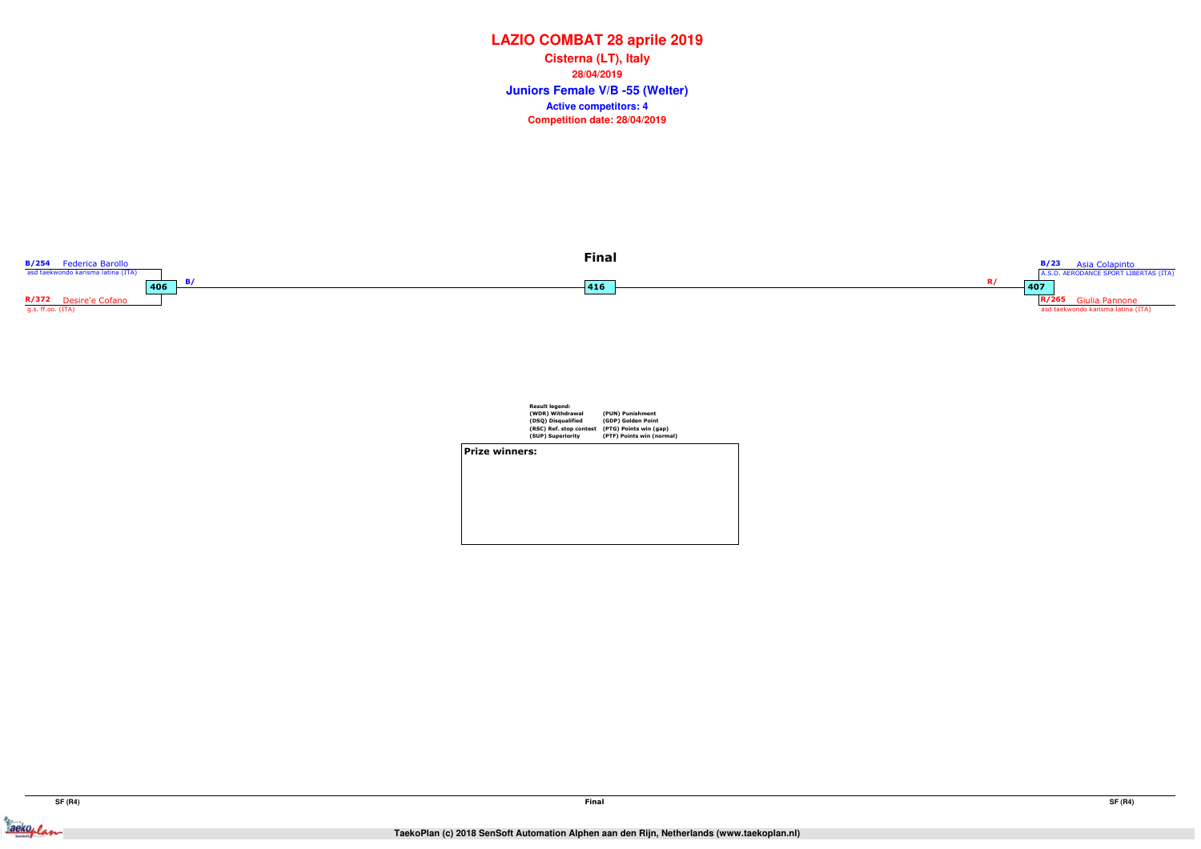# LAZIO COMBAT 28 aprile 2019

**Cisterna (LT), Italy**

**28/04/2019**

## Juniors Female V/B -55 (Welter)

**Active competitors: 4**

**Competition date: 28/04/2019**

### Final

**B/254** Federica Barollo
asd taekwondo karisma latina (ITA)

**406** B/

**R/372** Desire'e Cofano
g.s. ff.oo. (ITA)

**416**

**B/23** Asia Colapinto
A.S.D. AERODANCE SPORT LIBERTAS (ITA)

R/ **407**

**R/265** Giulia Pannone
asd taekwondo karisma latina (ITA)

**Result legend:**

| | |
|---|---|
| (WDR) Withdrawal | (PUN) Punishment |
| (DSQ) Disqualified | (GDP) Golden Point |
| (RSC) Ref. stop contest | (PTG) Points win (gap) |
| (SUP) Superiority | (PTF) Points win (normal) |

**Prize winners:**

SF (R4) | Final | SF (R4)

TaekoPlan (c) 2018 SenSoft Automation Alphen aan den Rijn, Netherlands (www.taekoplan.nl)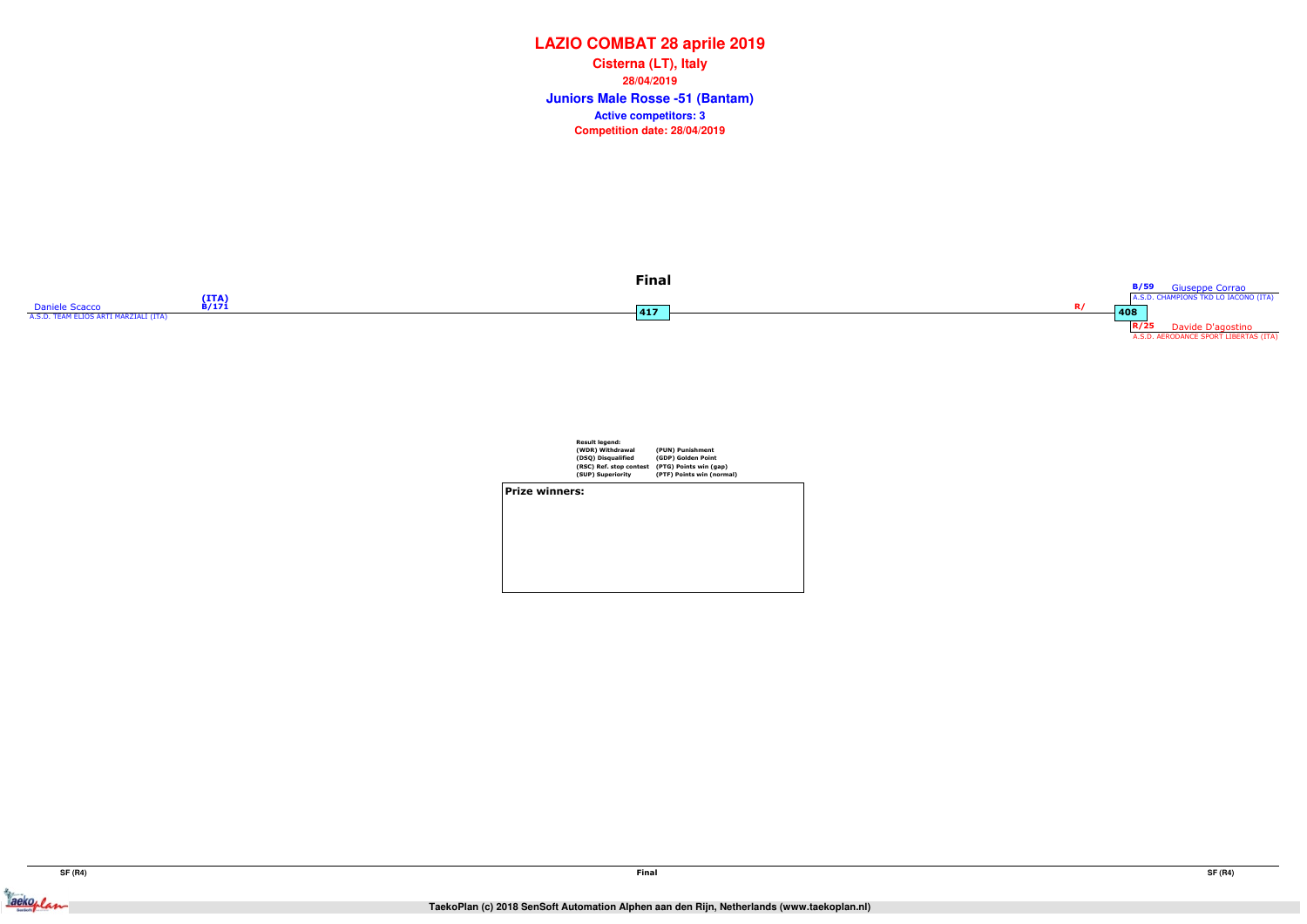# LAZIO COMBAT 28 aprile 2019

**Cisterna (LT), Italy**

**28/04/2019**

## Juniors Male Rosse -51 (Bantam)

**Active competitors: 3**

**Competition date: 28/04/2019**

### Final

Daniele Scacco (ITA) B/171
A.S.D. TEAM ELIOS ARTI MARZIALI (ITA)

417

R/

408

B/59 Giuseppe Corrao
A.S.D. CHAMPIONS TKD LO IACONO (ITA)

R/25 Davide D'agostino
A.S.D. AERODANCE SPORT LIBERTAS (ITA)

**Result legend:**

| | |
|---|---|
| (WDR) Withdrawal | (PUN) Punishment |
| (DSQ) Disqualified | (GDP) Golden Point |
| (RSC) Ref. stop contest | (PTG) Points win (gap) |
| (SUP) Superiority | (PTF) Points win (normal) |

**Prize winners:**

SF (R4) | Final | SF (R4)

TaekoPlan (c) 2018 SenSoft Automation Alphen aan den Rijn, Netherlands (www.taekoplan.nl)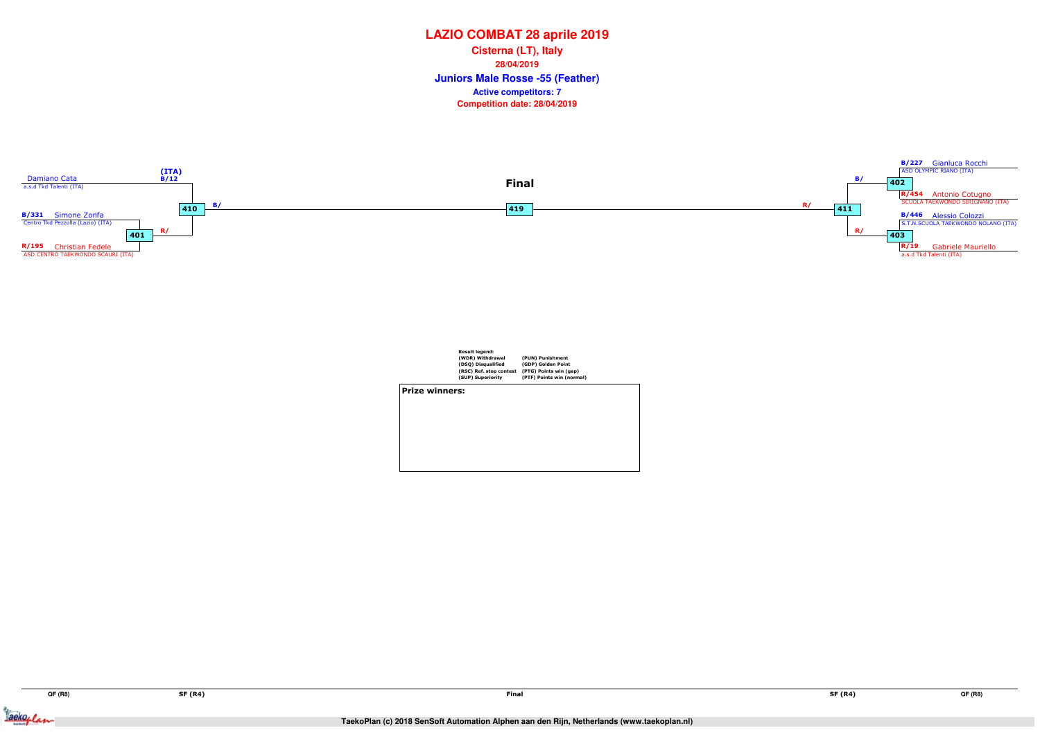# LAZIO COMBAT 28 aprile 2019

**Cisterna (LT), Italy**

**28/04/2019**

## Juniors Male Rosse -55 (Feather)

**Active competitors: 7**

**Competition date: 28/04/2019**

**Final**

| Match | Blue | Red |
|---|---|---|
| 401 | B/331 Simone Zonfa – Centro Tkd Pezzolla (Lazio) (ITA) | R/195 Christian Fedele – ASD CENTRO TAEKWONDO SCAURI (ITA) |
| 410 | B/12 Damiano Cata – a.s.d Tkd Talenti (ITA) | R/ (winner 401) |
| 402 | B/227 Gianluca Rocchi – ASD OLYMPIC RIANO (ITA) | R/454 Antonio Cotugno – SCUOLA TAEKWONDO SIRIGNANO (ITA) |
| 403 | B/446 Alessio Colozzi – S.T.N.SCUOLA TAEKWONDO NOLANO (ITA) | R/19 Gabriele Mauriello – a.s.d Tkd Talenti (ITA) |
| 411 | B/ (winner 402) | R/ (winner 403) |
| 419 (Final) | B/ (winner 410) | R/ (winner 411) |

**Result legend:**

| | |
|---|---|
| (WDR) Withdrawal | (PUN) Punishment |
| (DSQ) Disqualified | (GDP) Golden Point |
| (RSC) Ref. stop contest | (PTG) Points win (gap) |
| (SUP) Superiority | (PTF) Points win (normal) |

**Prize winners:**

QF (R8) | SF (R4) | Final | SF (R4) | QF (R8)

TaekoPlan (c) 2018 SenSoft Automation Alphen aan den Rijn, Netherlands (www.taekoplan.nl)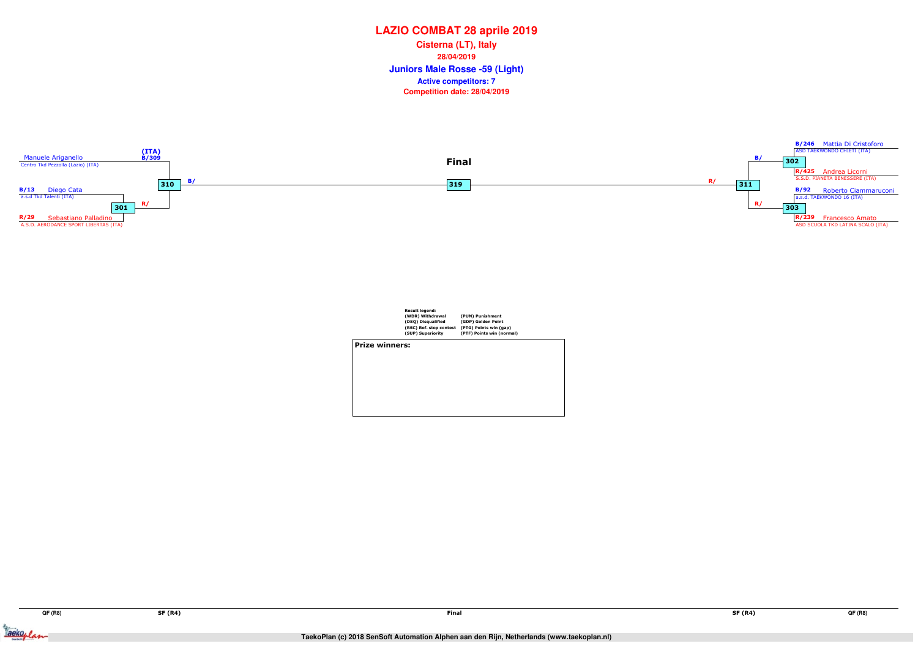# LAZIO COMBAT 28 aprile 2019

## Cisterna (LT), Italy

**28/04/2019**

## Juniors Male Rosse -59 (Light)

**Active competitors: 7**

**Competition date: 28/04/2019**

### Final

**Left side:**

- Manuele Ariganello — Centro Tkd Pezzolla (Lazio) (ITA) — (ITA) B/309
- B/13 Diego Cata — a.s.d Tkd Talenti (ITA)
- R/29 Sebastiano Palladino — A.S.D. AERODANCE SPORT LIBERTAS (ITA)

Match 301: B/13 Diego Cata vs R/29 Sebastiano Palladino → R/

Match 310: B/309 Manuele Ariganello vs winner 301 → B/

**Final:** Match 319

**Right side:**

- B/246 Mattia Di Cristoforo — ASD TAEKWONDO CHIETI (ITA)
- R/425 Andrea Licorni — S.S.D. PIANETA BENESSERE (ITA)
- B/92 Roberto Ciammaruconi — a.s.d. TAEKWONDO 16 (ITA)
- R/239 Francesco Amato — ASD SCUOLA TKD LATINA SCALO (ITA)

Match 302: B/246 Mattia Di Cristoforo vs R/425 Andrea Licorni → B/

Match 303: B/92 Roberto Ciammaruconi vs R/239 Francesco Amato → R/

Match 311: winner 302 vs winner 303 → R/

**Result legend:**

| | |
|---|---|
| (WDR) Withdrawal | (PUN) Punishment |
| (DSQ) Disqualified | (GDP) Golden Point |
| (RSC) Ref. stop contest | (PTG) Points win (gap) |
| (SUP) Superiority | (PTF) Points win (normal) |

**Prize winners:**

QF (R8) | SF (R4) | Final | SF (R4) | QF (R8)

TaekoPlan (c) 2018 SenSoft Automation Alphen aan den Rijn, Netherlands (www.taekoplan.nl)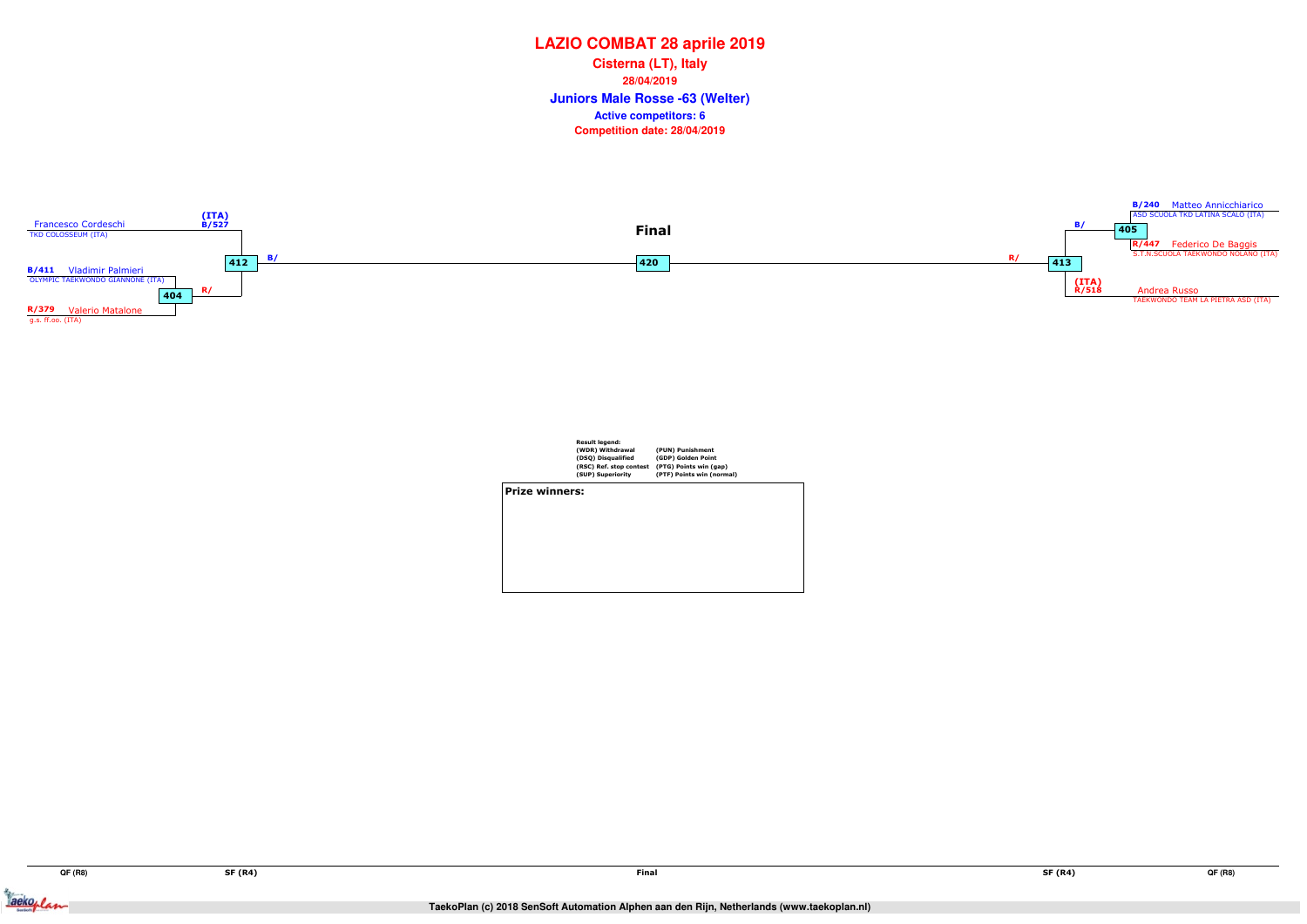# LAZIO COMBAT 28 aprile 2019

**Cisterna (LT), Italy**

**28/04/2019**

## Juniors Male Rosse -63 (Welter)

**Active competitors: 6**

**Competition date: 28/04/2019**

### Left side of the bracket

**QF (R8)**

- Match 404:
  - B/411 Vladimir Palmieri – OLYMPIC TAEKWONDO GIANNONE (ITA)
  - R/379 Valerio Matalone – g.s. ff.oo. (ITA)

**SF (R4)**

- Match 412:
  - (ITA) B/527 Francesco Cordeschi – TKD COLOSSEUM (ITA)
  - R/ (winner of 404)

### Final

- Match 420:
  - B/ (winner of 412)
  - R/ (winner of 413)

### Right side of the bracket

**SF (R4)**

- Match 413:
  - B/ (winner of 405)
  - (ITA) R/518 Andrea Russo – TAEKWONDO TEAM LA PIETRA ASD (ITA)

**QF (R8)**

- Match 405:
  - B/240 Matteo Annicchiarico – ASD SCUOLA TKD LATINA SCALO (ITA)
  - R/447 Federico De Baggis – S.T.N.SCUOLA TAEKWONDO NOLANO (ITA)

**Result legend:**

| | |
|---|---|
| (WDR) Withdrawal | (PUN) Punishment |
| (DSQ) Disqualified | (GDP) Golden Point |
| (RSC) Ref. stop contest | (PTG) Points win (gap) |
| (SUP) Superiority | (PTF) Points win (normal) |

**Prize winners:**

TaekoPlan (c) 2018 SenSoft Automation Alphen aan den Rijn, Netherlands (www.taekoplan.nl)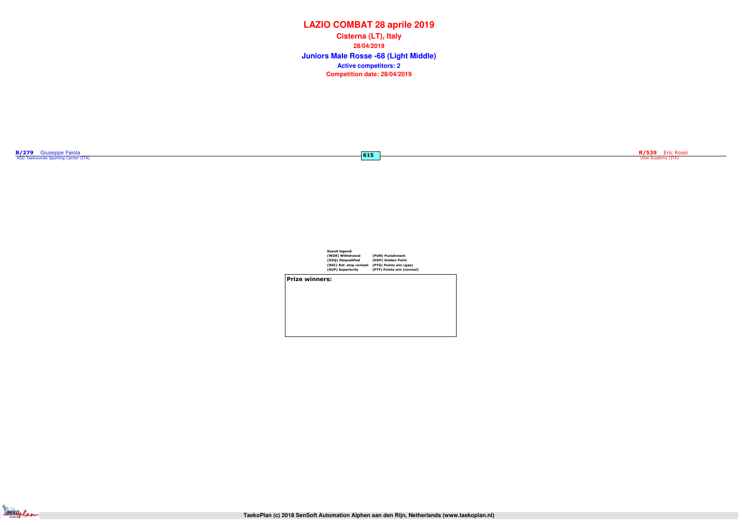# LAZIO COMBAT 28 aprile 2019

**Cisterna (LT), Italy**

**28/04/2019**

## Juniors Male Rosse -68 (Light Middle)

**Active competitors: 2**

**Competition date: 28/04/2019**

**B/279** Giuseppe Faiola
ASD Taekwondo Sporting Center (ITA)

**615**

**R/539** Eric Rossi
Urbe Academy (ITA)

**Result legend:**

| | |
|---|---|
| (WDR) Withdrawal | (PUN) Punishment |
| (DSQ) Disqualified | (GDP) Golden Point |
| (RSC) Ref. stop contest | (PTG) Points win (gap) |
| (SUP) Superiority | (PTF) Points win (normal) |

**Prize winners:**

TaekoPlan (c) 2018 SenSoft Automation Alphen aan den Rijn, Netherlands (www.taekoplan.nl)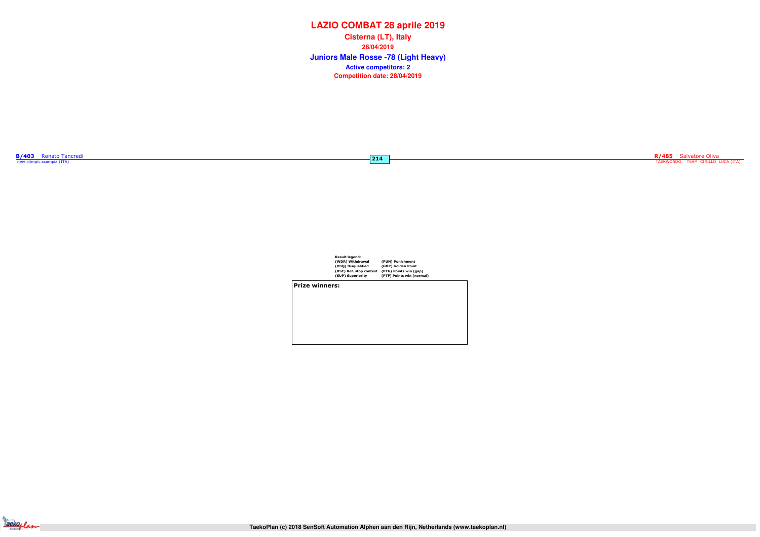# LAZIO COMBAT 28 aprile 2019

**Cisterna (LT), Italy**

**28/04/2019**

## Juniors Male Rosse -78 (Light Heavy)

**Active competitors: 2**

**Competition date: 28/04/2019**

**B/403** Renato Tancredi
new olimpic scampia (ITA)

**214**

**R/485** Salvatore Oliva
TAEKWONDO TEAM CIRILLO LUCA (ITA)

**Result legend:**

| | |
|---|---|
| (WDR) Withdrawal | (PUN) Punishment |
| (DSQ) Disqualified | (GDP) Golden Point |
| (RSC) Ref. stop contest | (PTG) Points win (gap) |
| (SUP) Superiority | (PTF) Points win (normal) |

**Prize winners:**

TaekoPlan (c) 2018 SenSoft Automation Alphen aan den Rijn, Netherlands (www.taekoplan.nl)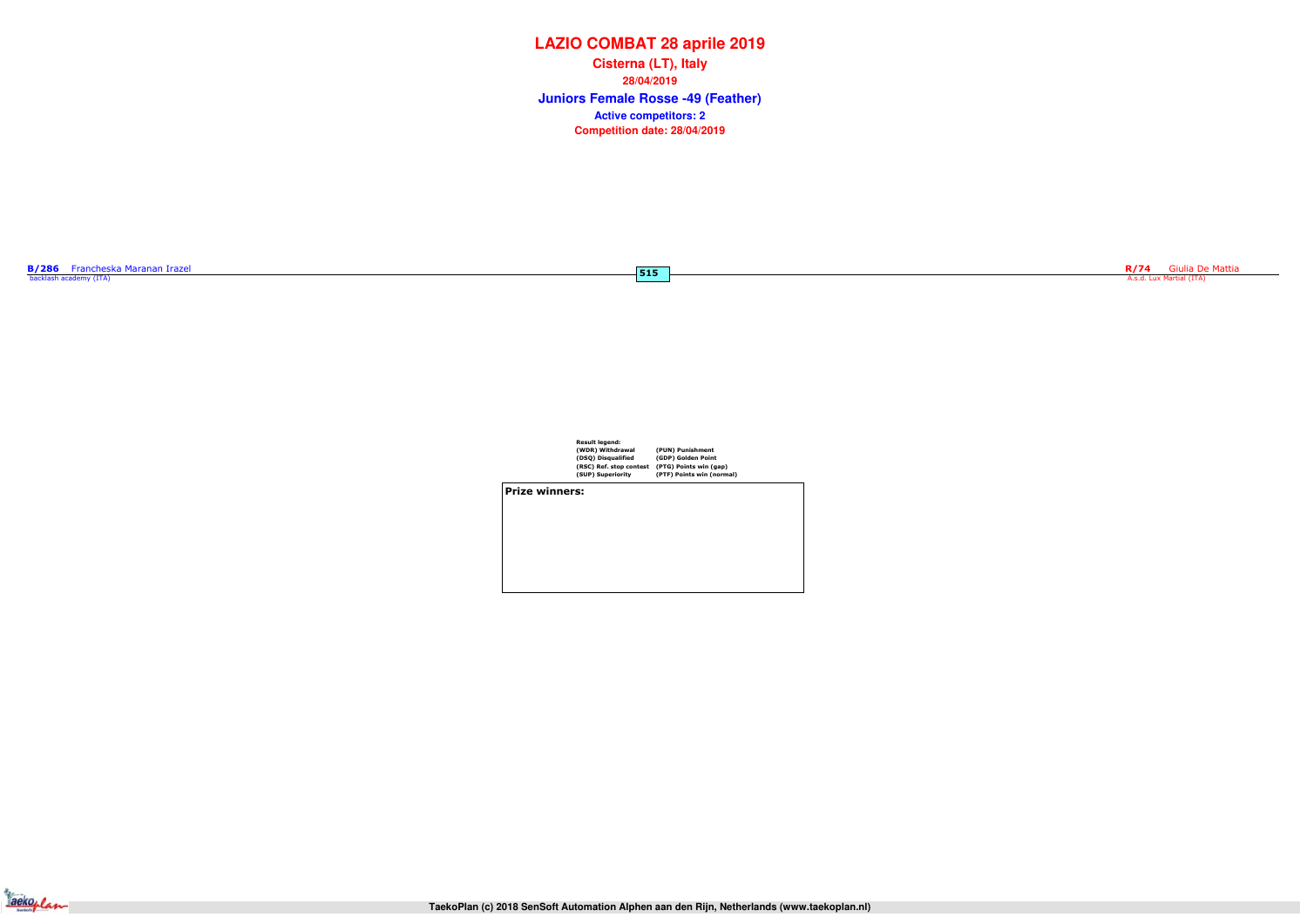# LAZIO COMBAT 28 aprile 2019

**Cisterna (LT), Italy**

**28/04/2019**

## Juniors Female Rosse -49 (Feather)

**Active competitors: 2**

**Competition date: 28/04/2019**

**B/286** Francheska Maranan Irazel
backlash academy (ITA)

**515**

**R/74** Giulia De Mattia
A.s.d. Lux Martial (ITA)

**Result legend:**

| | |
|---|---|
| (WDR) Withdrawal | (PUN) Punishment |
| (DSQ) Disqualified | (GDP) Golden Point |
| (RSC) Ref. stop contest | (PTG) Points win (gap) |
| (SUP) Superiority | (PTF) Points win (normal) |

**Prize winners:**

TaekoPlan (c) 2018 SenSoft Automation Alphen aan den Rijn, Netherlands (www.taekoplan.nl)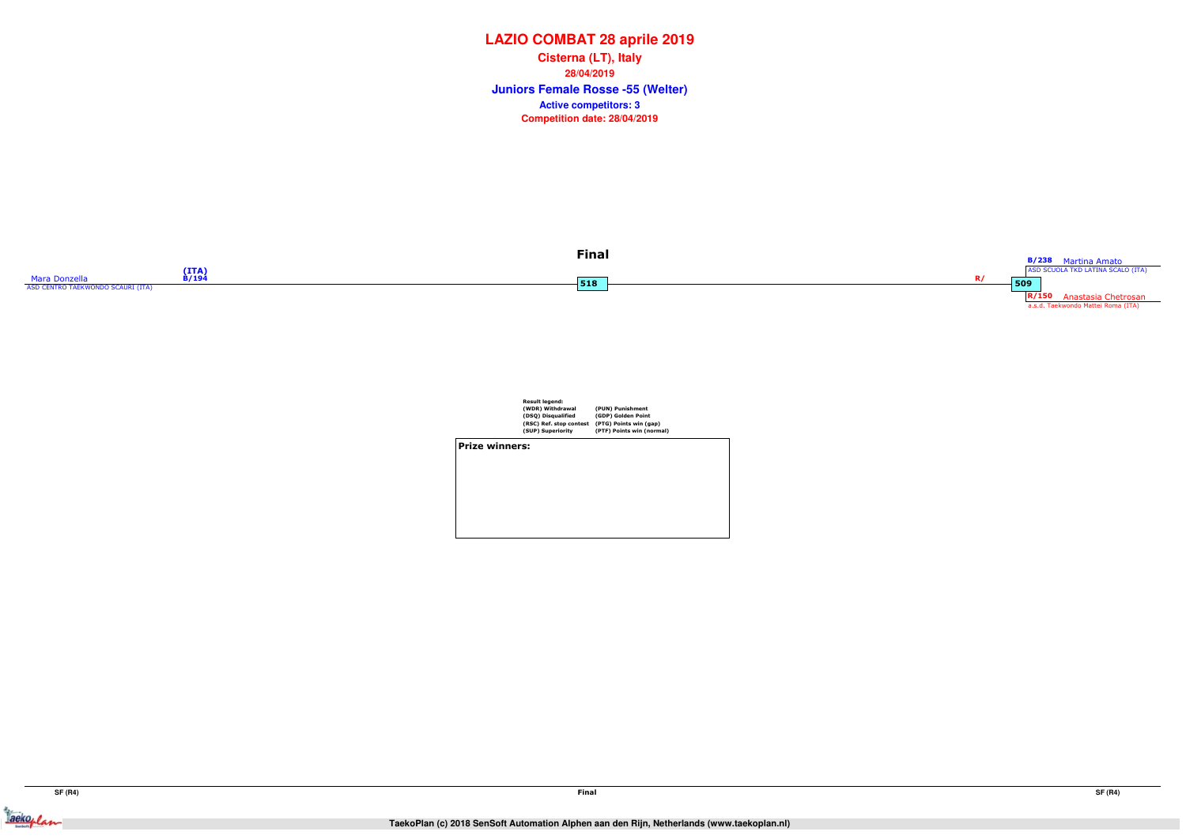# LAZIO COMBAT 28 aprile 2019

**Cisterna (LT), Italy**

**28/04/2019**

**Juniors Female Rosse -55 (Welter)**

**Active competitors: 3**

**Competition date: 28/04/2019**

## Final

Mara Donzella (ITA) B/194
ASD CENTRO TAEKWONDO SCAURI (ITA)

518

R/

509

B/238 Martina Amato
ASD SCUOLA TKD LATINA SCALO (ITA)

R/150 Anastasia Chetrosan
a.s.d. Taekwondo Mattei Roma (ITA)

**Result legend:**

| | |
|---|---|
| (WDR) Withdrawal | (PUN) Punishment |
| (DSQ) Disqualified | (GDP) Golden Point |
| (RSC) Ref. stop contest | (PTG) Points win (gap) |
| (SUP) Superiority | (PTF) Points win (normal) |

**Prize winners:**

SF (R4) | Final | SF (R4)

TaekoPlan (c) 2018 SenSoft Automation Alphen aan den Rijn, Netherlands (www.taekoplan.nl)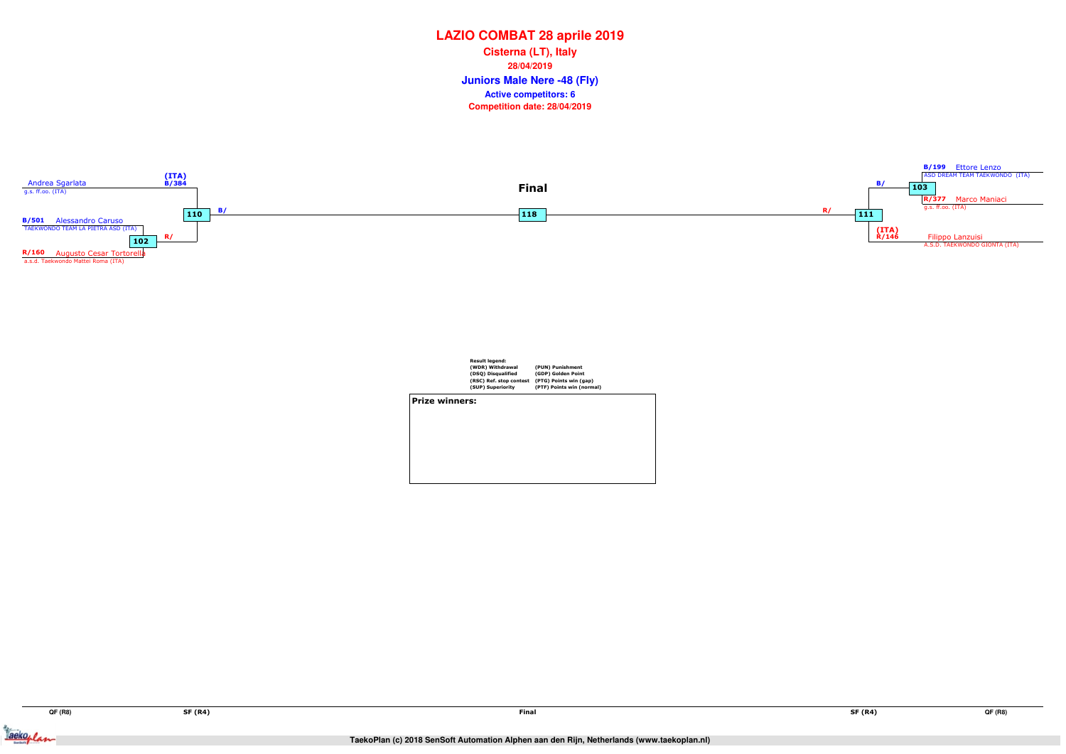# LAZIO COMBAT 28 aprile 2019

**Cisterna (LT), Italy**

**28/04/2019**

## Juniors Male Nere -48 (Fly)

**Active competitors: 6**

**Competition date: 28/04/2019**

### Final

**Left side of bracket:**

- Andrea Sgarlata — g.s. ff.oo. (ITA) — (ITA) B/384
- B/501 Alessandro Caruso — TAEKWONDO TEAM LA PIETRA ASD (ITA)
- R/160 Augusto Cesar Tortorella — a.s.d. Taekwondo Mattei Roma (ITA)

Match 102: Alessandro Caruso vs Augusto Cesar Tortorella — R/

Match 110: Andrea Sgarlata vs winner 102 — B/

**Right side of bracket:**

- B/199 Ettore Lenzo — ASD DREAM TEAM TAEKWONDO (ITA)
- R/377 Marco Maniaci — g.s. ff.oo. (ITA)
- (ITA) R/146 Filippo Lanzuisi — A.S.D. TAEKWONDO GIONTA (ITA)

Match 103: Ettore Lenzo vs Marco Maniaci — B/

Match 111: winner 103 vs Filippo Lanzuisi — R/

**Final:** Match 118: winner 110 (B/) vs winner 111 (R/)

**Result legend:**

| | |
|---|---|
| (WDR) Withdrawal | (PUN) Punishment |
| (DSQ) Disqualified | (GDP) Golden Point |
| (RSC) Ref. stop contest | (PTG) Points win (gap) |
| (SUP) Superiority | (PTF) Points win (normal) |

**Prize winners:**

QF (R8) | SF (R4) | Final | SF (R4) | QF (R8)

TaekoPlan (c) 2018 SenSoft Automation Alphen aan den Rijn, Netherlands (www.taekoplan.nl)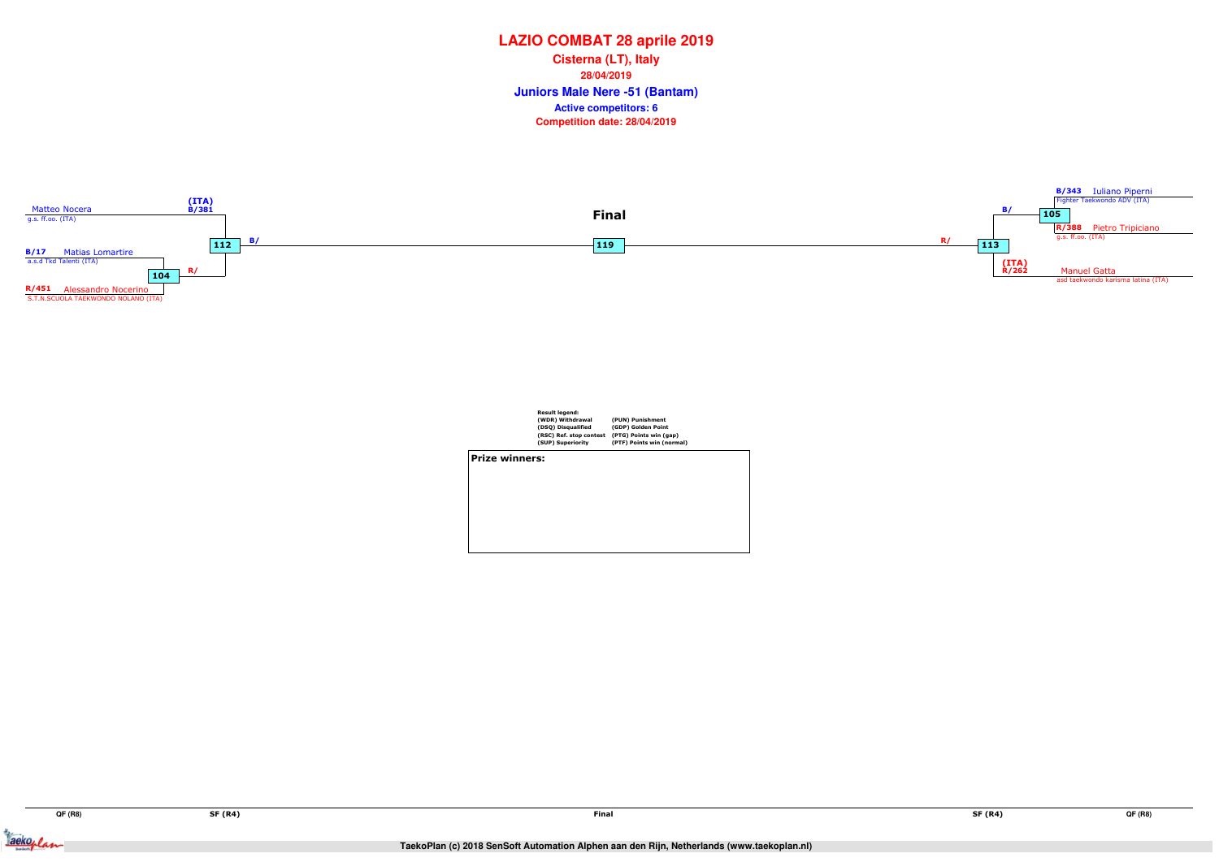# LAZIO COMBAT 28 aprile 2019

**Cisterna (LT), Italy**

**28/04/2019**

**Juniors Male Nere -51 (Bantam)**

**Active competitors: 6**

**Competition date: 28/04/2019**

**Final**

Matteo Nocera (ITA) B/381
g.s. ff.oo. (ITA)

B/17 Matias Lomartire
a.s.d Tkd Talenti (ITA)

104 R/

R/451 Alessandro Nocerino
S.T.N.SCUOLA TAEKWONDO NOLANO (ITA)

112 B/

119

R/ 113

B/343 Iuliano Piperni
Fighter Taekwondo ADV (ITA)

B/ 105

R/388 Pietro Tripiciano
g.s. ff.oo. (ITA)

(ITA) R/262 Manuel Gatta
asd taekwondo karisma latina (ITA)

**Result legend:**

| | |
|---|---|
| (WDR) Withdrawal | (PUN) Punishment |
| (DSQ) Disqualified | (GDP) Golden Point |
| (RSC) Ref. stop contest | (PTG) Points win (gap) |
| (SUP) Superiority | (PTF) Points win (normal) |

**Prize winners:**

QF (R8) | SF (R4) | Final | SF (R4) | QF (R8)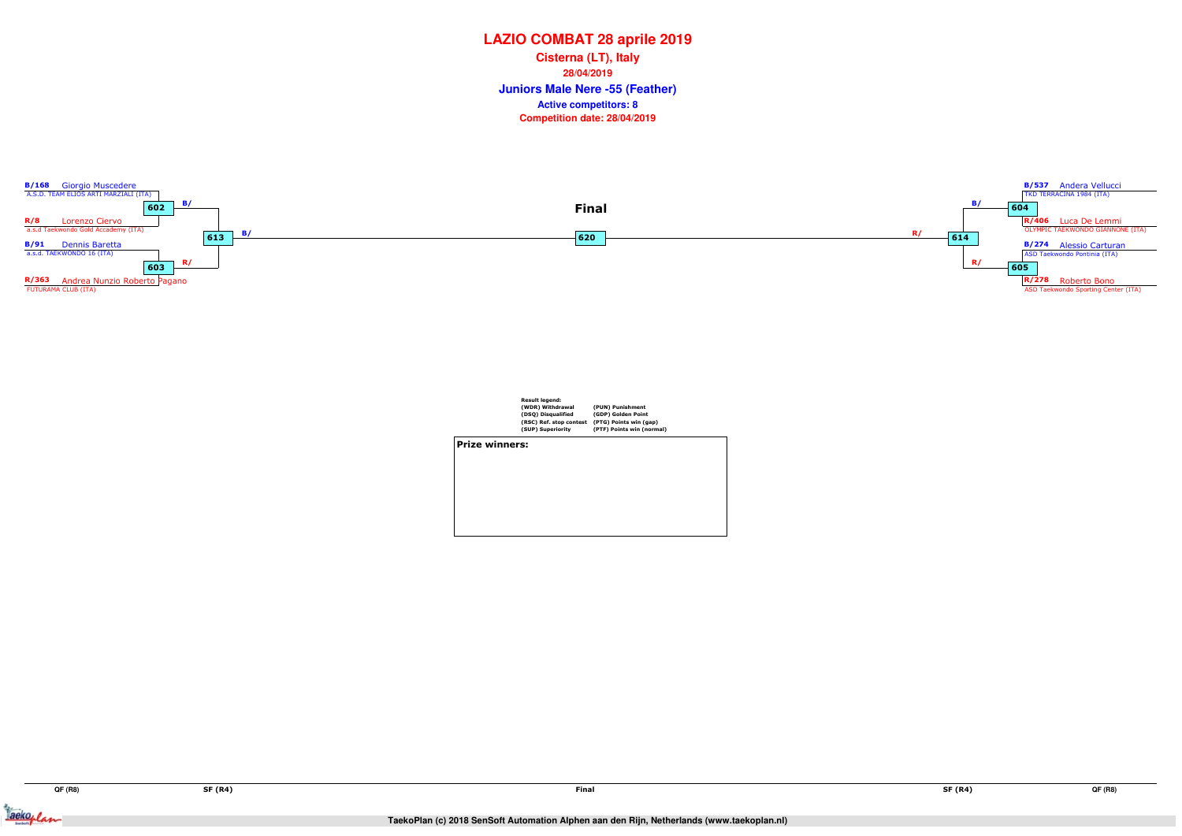# LAZIO COMBAT 28 aprile 2019

**Cisterna (LT), Italy**

**28/04/2019**

## Juniors Male Nere -55 (Feather)

**Active competitors: 8**

**Competition date: 28/04/2019**

### QF (R8) — Left side

| Match | Blue | Red |
|---|---|---|
| 602 | B/168 Giorgio Muscedere — A.S.D. TEAM ELIOS ARTI MARZIALI (ITA) | R/8 Lorenzo Ciervo — a.s.d Taekwondo Gold Accademy (ITA) |
| 603 | B/91 Dennis Baretta — a.s.d. TAEKWONDO 16 (ITA) | R/363 Andrea Nunzio Roberto Pagano — FUTURAMA CLUB (ITA) |

### QF (R8) — Right side

| Match | Blue | Red |
|---|---|---|
| 604 | B/537 Andera Vellucci — TKD TERRACINA 1984 (ITA) | R/406 Luca De Lemmi — OLYMPIC TAEKWONDO GIANNONE (ITA) |
| 605 | B/274 Alessio Carturan — ASD Taekwondo Pontinia (ITA) | R/278 Roberto Bono — ASD Taekwondo Sporting Center (ITA) |

### SF (R4)

- 613: B/ (winner 602) vs R/ (winner 603)
- 614: B/ (winner 604) vs R/ (winner 605)

### Final

- 620: B/ (winner 613) vs R/ (winner 614)

**Result legend:**

| | |
|---|---|
| (WDR) Withdrawal | (PUN) Punishment |
| (DSQ) Disqualified | (GDP) Golden Point |
| (RSC) Ref. stop contest | (PTG) Points win (gap) |
| (SUP) Superiority | (PTF) Points win (normal) |

**Prize winners:**

QF (R8) | SF (R4) | Final | SF (R4) | QF (R8)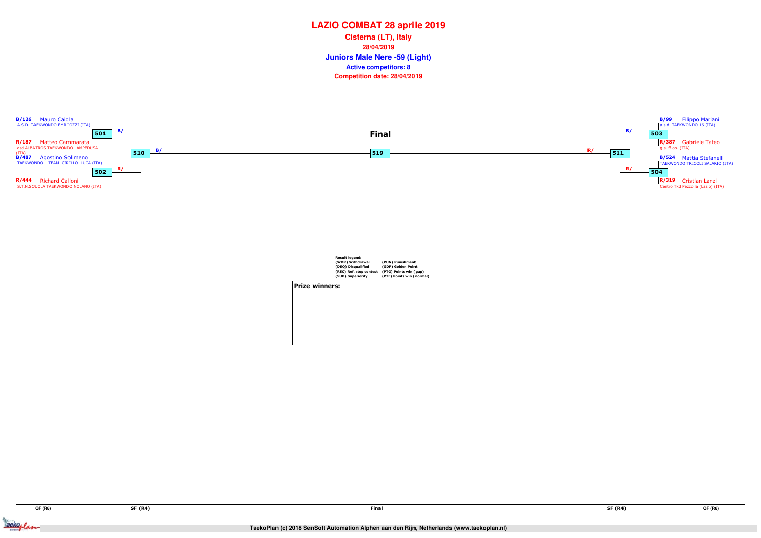# LAZIO COMBAT 28 aprile 2019

**Cisterna (LT), Italy**

**28/04/2019**

## Juniors Male Nere -59 (Light)

**Active competitors: 8**

**Competition date: 28/04/2019**

### Final

**Left bracket**

- B/126 Mauro Caiola – A.S.D. TAEKWONDO EMILIOZZI (ITA)
- R/187 Matteo Cammarata – asd ALBATROS TAEKWONDO LAMPEDUSA (ITA)
- Match 501 → B/
- B/487 Agostino Solimeno – TAEKWONDO TEAM CIRILLO LUCA (ITA)
- R/444 Richard Calloni – S.T.N.SCUOLA TAEKWONDO NOLANO (ITA)
- Match 502 → R/
- Match 510 → B/

**Final: Match 519**

**Right bracket**

- B/99 Filippo Mariani – a.s.d. TAEKWONDO 16 (ITA)
- R/387 Gabriele Tateo – g.s. ff.oo. (ITA)
- Match 503 → B/
- B/524 Mattia Stefanelli – TAEKWONDO TRICOLI SALARIO (ITA)
- R/319 Cristian Lanzi – Centro Tkd Pezzolla (Lazio) (ITA)
- Match 504 → R/
- Match 511 → R/

**Result legend:**

| | |
|---|---|
| (WDR) Withdrawal | (PUN) Punishment |
| (DSQ) Disqualified | (GDP) Golden Point |
| (RSC) Ref. stop contest | (PTG) Points win (gap) |
| (SUP) Superiority | (PTF) Points win (normal) |

**Prize winners:**

QF (R8) | SF (R4) | Final | SF (R4) | QF (R8)

TaekoPlan (c) 2018 SenSoft Automation Alphen aan den Rijn, Netherlands (www.taekoplan.nl)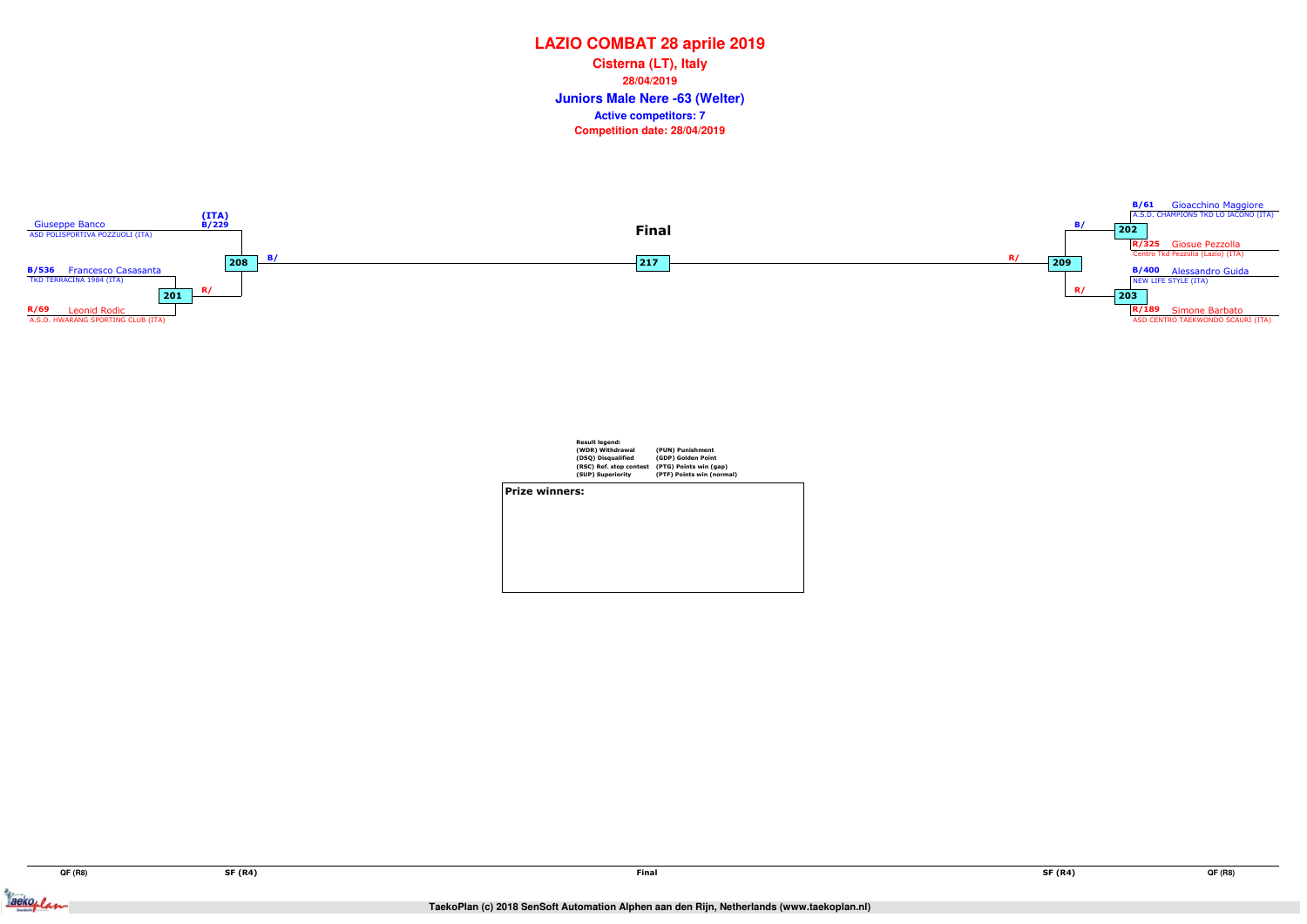# LAZIO COMBAT 28 aprile 2019

## Cisterna (LT), Italy

**28/04/2019**

### Juniors Male Nere -63 (Welter)

**Active competitors: 7**

**Competition date: 28/04/2019**

**Final**

Giuseppe Banco
ASD POLISPORTIVA POZZUOLI (ITA)
(ITA)
B/229

B/536 Francesco Casasanta
TKD TERRACINA 1984 (ITA)

R/69 Leonid Rodic
A.S.D. HWARANG SPORTING CLUB (ITA)

201 R/

208 B/

217

209 R/

202 B/

203 R/

B/61 Gioacchino Maggiore
A.S.D. CHAMPIONS TKD LO IACONO (ITA)

R/325 Giosue Pezzolla
Centro Tkd Pezzolla (Lazio) (ITA)

B/400 Alessandro Guida
NEW LIFE STYLE (ITA)

R/189 Simone Barbato
ASD CENTRO TAEKWONDO SCAURI (ITA)

**Result legend:**

| | |
|---|---|
| (WDR) Withdrawal | (PUN) Punishment |
| (DSQ) Disqualified | (GDP) Golden Point |
| (RSC) Ref. stop contest | (PTG) Points win (gap) |
| (SUP) Superiority | (PTF) Points win (normal) |

**Prize winners:**

QF (R8) | SF (R4) | Final | SF (R4) | QF (R8)

TaekoPlan (c) 2018 SenSoft Automation Alphen aan den Rijn, Netherlands (www.taekoplan.nl)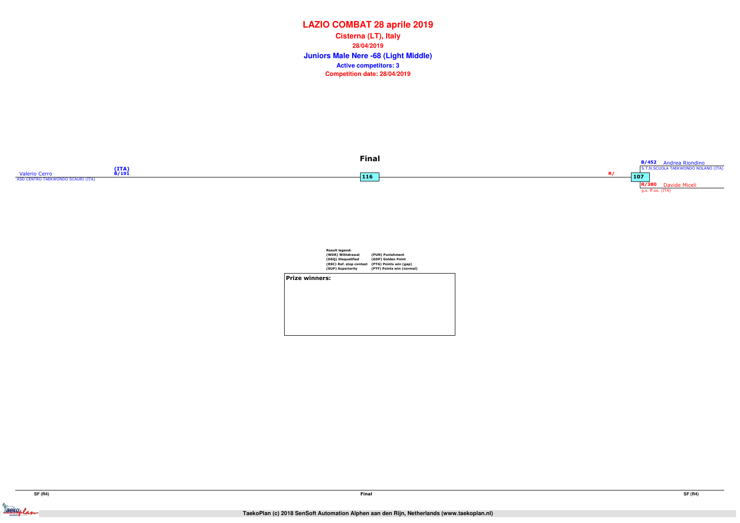# LAZIO COMBAT 28 aprile 2019

**Cisterna (LT), Italy**

**28/04/2019**

## Juniors Male Nere -68 (Light Middle)

**Active competitors: 3**

**Competition date: 28/04/2019**

### Final

Valerio Cerro (ITA) B/191
ASD CENTRO TAEKWONDO SCAURI (ITA)

116

R/

107

B/452 Andrea Riondino
S.T.N.SCUOLA TAEKWONDO NOLANO (ITA)

R/380 Davide Miceli
g.s. ff.oo. (ITA)

**Result legend:**

| | |
|---|---|
| (WDR) Withdrawal | (PUN) Punishment |
| (DSQ) Disqualified | (GDP) Golden Point |
| (RSC) Ref. stop contest | (PTG) Points win (gap) |
| (SUP) Superiority | (PTF) Points win (normal) |

**Prize winners:**

SF (R4) | Final | SF (R4)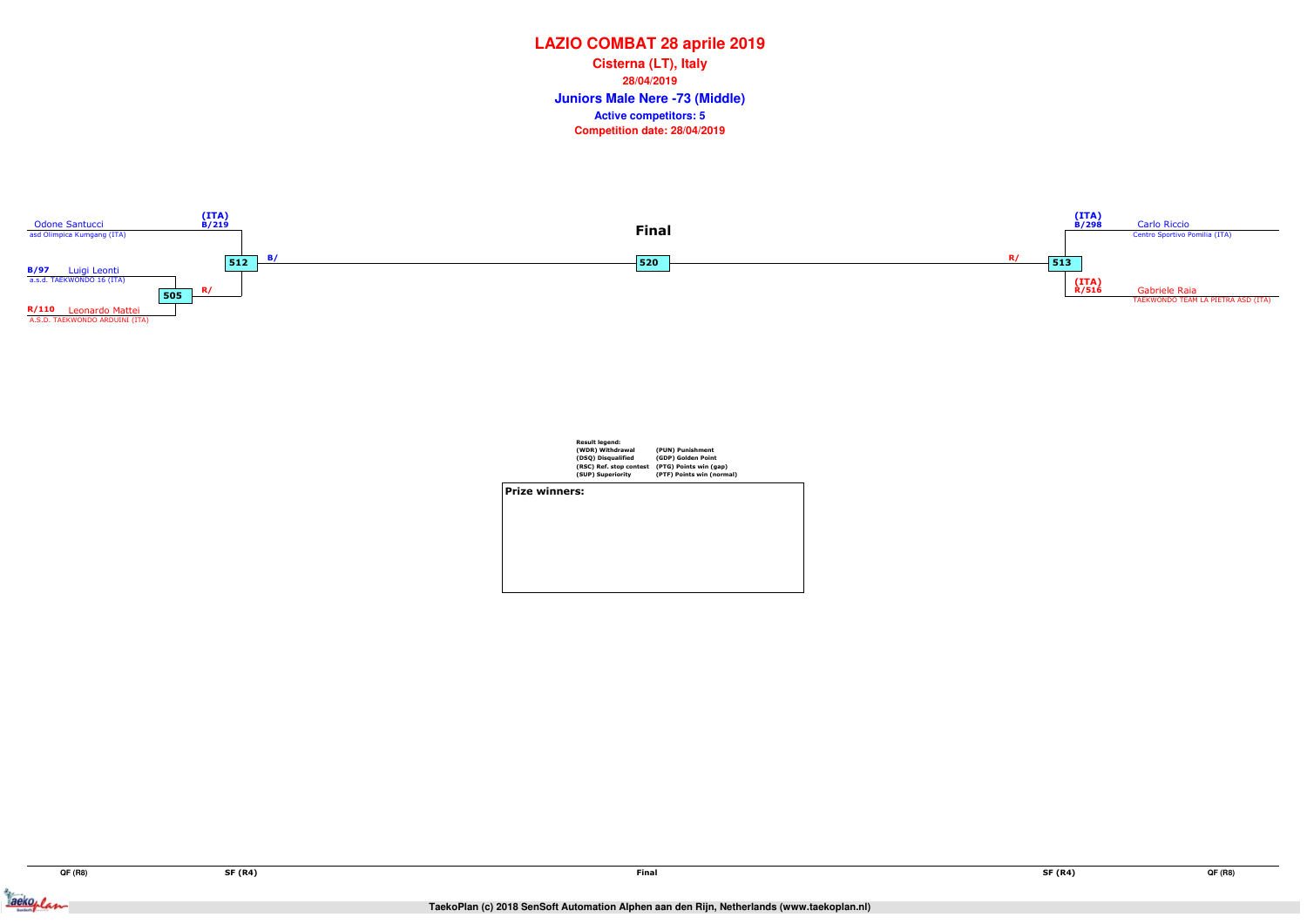# LAZIO COMBAT 28 aprile 2019

**Cisterna (LT), Italy**

**28/04/2019**

## Juniors Male Nere -73 (Middle)

**Active competitors: 5**

**Competition date: 28/04/2019**

Odone Santucci
asd Olimpica Kumgang (ITA)
(ITA)
B/219

B/97 Luigi Leonti
a.s.d. TAEKWONDO 16 (ITA)

505 R/

R/110 Leonardo Mattei
A.S.D. TAEKWONDO ARDUINI (ITA)

512 B/

**Final**

520

R/ 513

(ITA)
B/298
Carlo Riccio
Centro Sportivo Pomilia (ITA)

(ITA)
R/516
Gabriele Raia
TAEKWONDO TEAM LA PIETRA ASD (ITA)

**Result legend:**

| | |
|---|---|
| (WDR) Withdrawal | (PUN) Punishment |
| (DSQ) Disqualified | (GDP) Golden Point |
| (RSC) Ref. stop contest | (PTG) Points win (gap) |
| (SUP) Superiority | (PTF) Points win (normal) |

**Prize winners:**

QF (R8) SF (R4) Final SF (R4) QF (R8)

TaekoPlan (c) 2018 SenSoft Automation Alphen aan den Rijn, Netherlands (www.taekoplan.nl)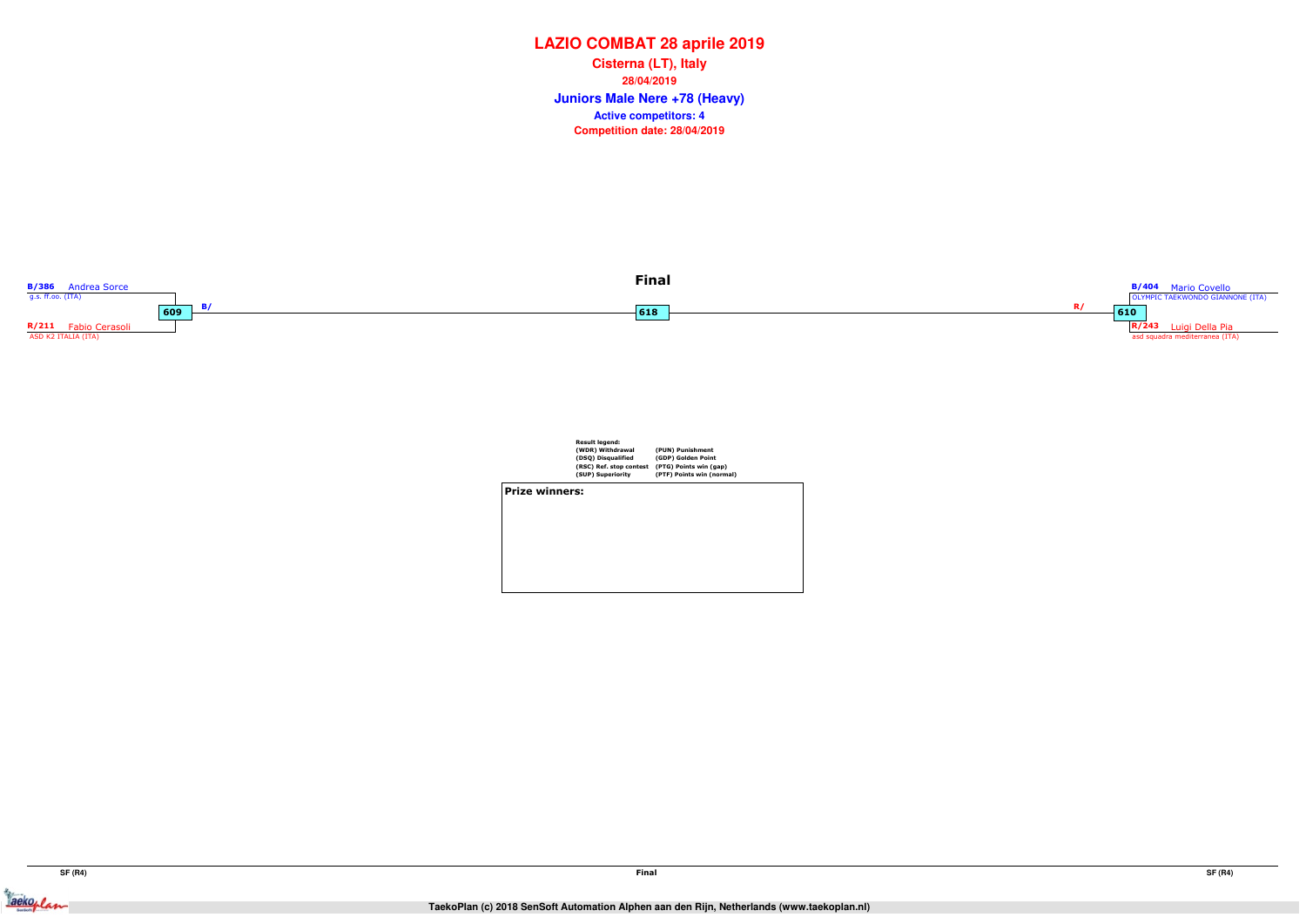# LAZIO COMBAT 28 aprile 2019

**Cisterna (LT), Italy**

**28/04/2019**

**Juniors Male Nere +78 (Heavy)**

**Active competitors: 4**

**Competition date: 28/04/2019**

**Final**

B/386 Andrea Sorce
g.s. ff.oo. (ITA)

609 B/

R/211 Fabio Cerasoli
ASD K2 ITALIA (ITA)

618

B/404 Mario Covello
OLYMPIC TAEKWONDO GIANNONE (ITA)

R/ 610

R/243 Luigi Della Pia
asd squadra mediterranea (ITA)

Result legend:

| | |
|---|---|
| (WDR) Withdrawal | (PUN) Punishment |
| (DSQ) Disqualified | (GDP) Golden Point |
| (RSC) Ref. stop contest | (PTG) Points win (gap) |
| (SUP) Superiority | (PTF) Points win (normal) |

**Prize winners:**

SF (R4) | Final | SF (R4)

TaekoPlan (c) 2018 SenSoft Automation Alphen aan den Rijn, Netherlands (www.taekoplan.nl)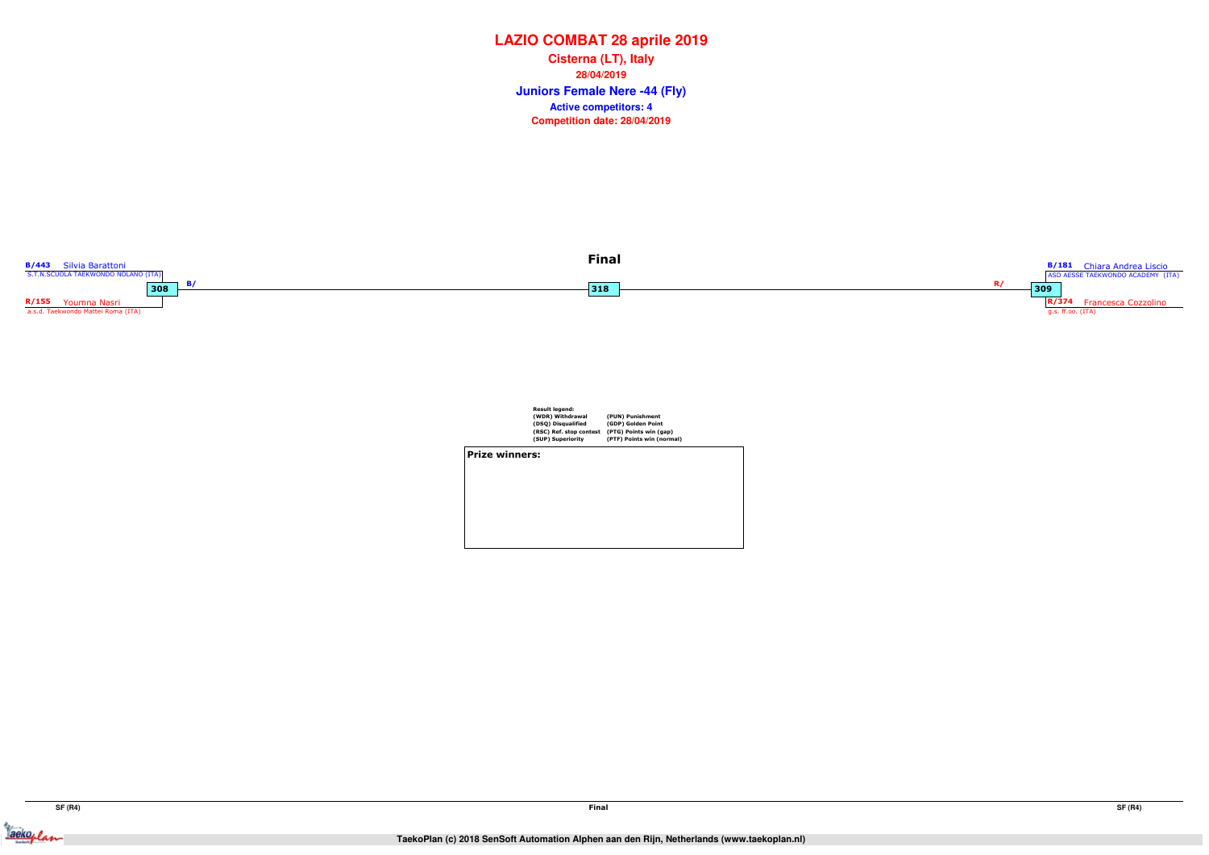# LAZIO COMBAT 28 aprile 2019

**Cisterna (LT), Italy**

**28/04/2019**

## Juniors Female Nere -44 (Fly)

**Active competitors: 4**

**Competition date: 28/04/2019**

### Final

**B/443** Silvia Barattoni
S.T.N.SCUOLA TAEKWONDO NOLANO (ITA)

**308** B/

**R/155** Youmna Nasri
a.s.d. Taekwondo Mattei Roma (ITA)

**318**

**B/181** Chiara Andrea Liscio
ASD AESSE TAEKWONDO ACADEMY (ITA)

R/ **309**

**R/374** Francesca Cozzolino
g.s. ff.oo. (ITA)

**Result legend:**

| | |
|---|---|
| (WDR) Withdrawal | (PUN) Punishment |
| (DSQ) Disqualified | (GDP) Golden Point |
| (RSC) Ref. stop contest | (PTG) Points win (gap) |
| (SUP) Superiority | (PTF) Points win (normal) |

**Prize winners:**

SF (R4) | Final | SF (R4)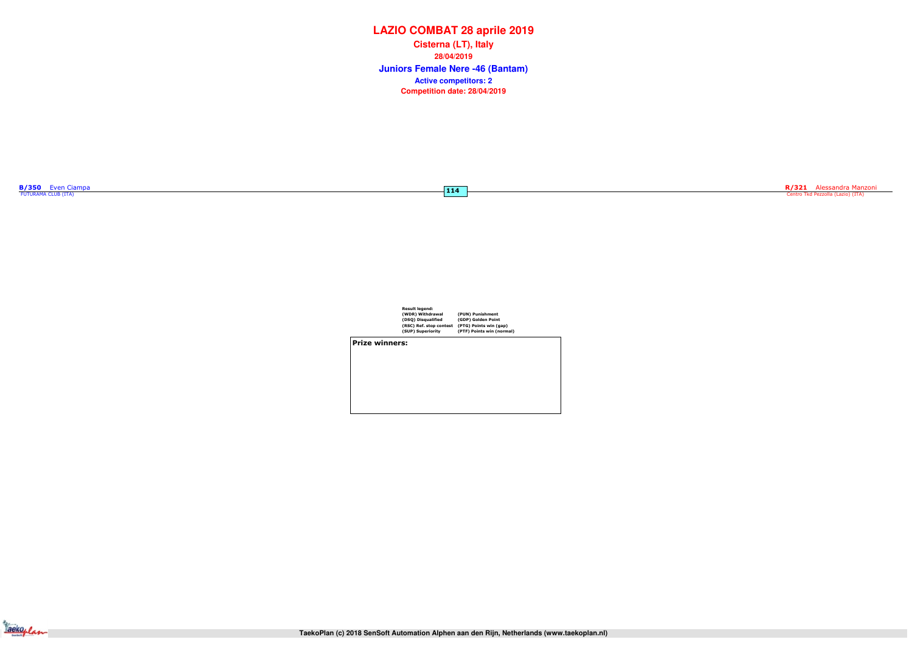# LAZIO COMBAT 28 aprile 2019

**Cisterna (LT), Italy**

**28/04/2019**

## Juniors Female Nere -46 (Bantam)

**Active competitors: 2**

**Competition date: 28/04/2019**

**B/350** Even Ciampa
FUTURAMA CLUB (ITA)

**114**

**R/321** Alessandra Manzoni
Centro Tkd Pezzolla (Lazio) (ITA)

**Result legend:**

| | |
|---|---|
| (WDR) Withdrawal | (PUN) Punishment |
| (DSQ) Disqualified | (GDP) Golden Point |
| (RSC) Ref. stop contest | (PTG) Points win (gap) |
| (SUP) Superiority | (PTF) Points win (normal) |

**Prize winners:**

TaekoPlan (c) 2018 SenSoft Automation Alphen aan den Rijn, Netherlands (www.taekoplan.nl)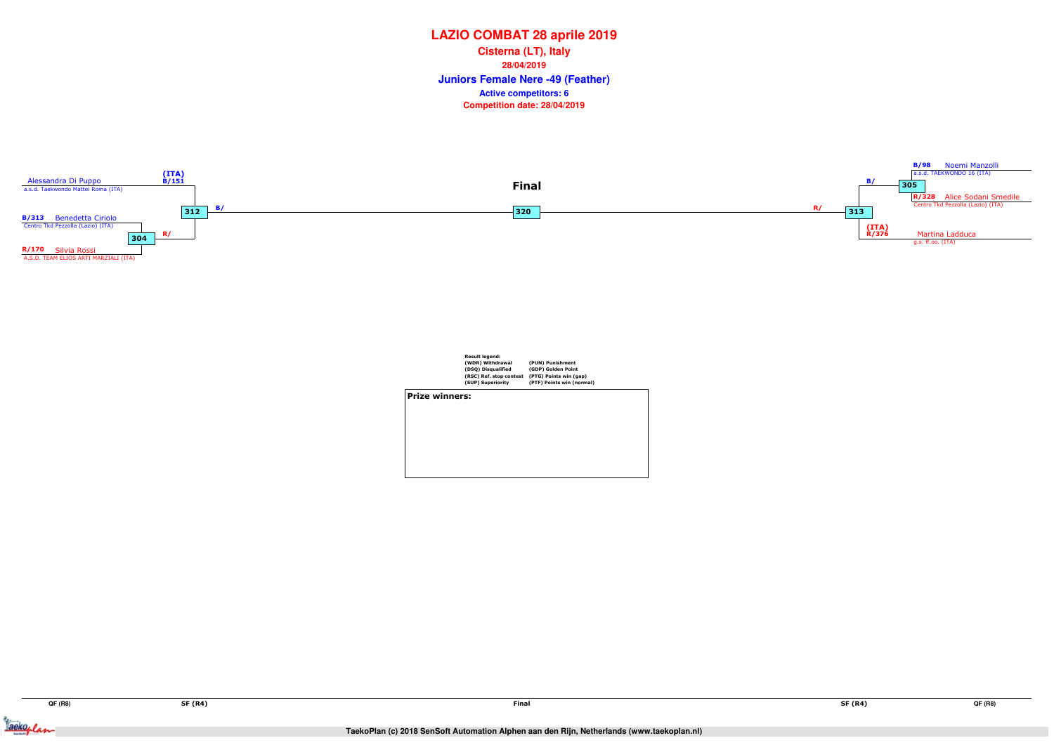# LAZIO COMBAT 28 aprile 2019

**Cisterna (LT), Italy**

**28/04/2019**

**Juniors Female Nere -49 (Feather)**

**Active competitors: 6**

**Competition date: 28/04/2019**

**Final**

| Match | Blue (B) | Red (R) |
|---|---|---|
| 304 | B/313 Benedetta Ciriolo – Centro Tkd Pezzolla (Lazio) (ITA) | R/170 Silvia Rossi – A.S.D. TEAM ELIOS ARTI MARZIALI (ITA) |
| 312 | (ITA) B/151 Alessandra Di Puppo – a.s.d. Taekwondo Mattei Roma (ITA) | R/ (winner 304) |
| 305 | B/98 Noemi Manzolli – a.s.d. TAEKWONDO 16 (ITA) | R/328 Alice Sodani Smedile – Centro Tkd Pezzolla (Lazio) (ITA) |
| 313 | B/ (winner 305) | (ITA) R/376 Martina Ladduca – g.s. ff.oo. (ITA) |
| 320 | B/ (winner 312) | R/ (winner 313) |

**Result legend:**

| | |
|---|---|
| (WDR) Withdrawal | (PUN) Punishment |
| (DSQ) Disqualified | (GDP) Golden Point |
| (RSC) Ref. stop contest | (PTG) Points win (gap) |
| (SUP) Superiority | (PTF) Points win (normal) |

**Prize winners:**

QF (R8) — SF (R4) — Final — SF (R4) — QF (R8)

TaekoPlan (c) 2018 SenSoft Automation Alphen aan den Rijn, Netherlands (www.taekoplan.nl)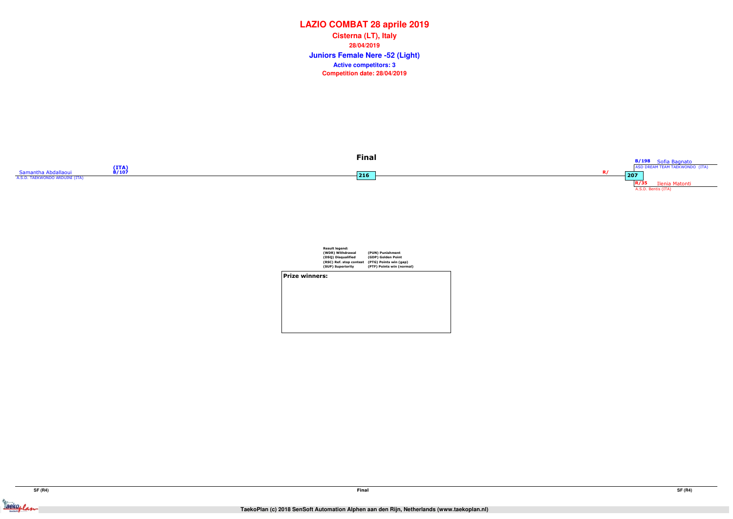# LAZIO COMBAT 28 aprile 2019

**Cisterna (LT), Italy**

**28/04/2019**

## Juniors Female Nere -52 (Light)

**Active competitors: 3**

**Competition date: 28/04/2019**

### Final

Samantha Abdallaoui (ITA) B/107
A.S.D. TAEKWONDO ARDUINI (ITA)

216

R/

207

B/198 Sofia Bagnato
ASD DREAM TEAM TAEKWONDO (ITA)

R/35 Ilenia Matonti
A.S.D. Bentis (ITA)

**Result legend:**

| | |
|---|---|
| (WDR) Withdrawal | (PUN) Punishment |
| (DSQ) Disqualified | (GDP) Golden Point |
| (RSC) Ref. stop contest | (PTG) Points win (gap) |
| (SUP) Superiority | (PTF) Points win (normal) |

**Prize winners:**

SF (R4) | Final | SF (R4)

TaekoPlan (c) 2018 SenSoft Automation Alphen aan den Rijn, Netherlands (www.taekoplan.nl)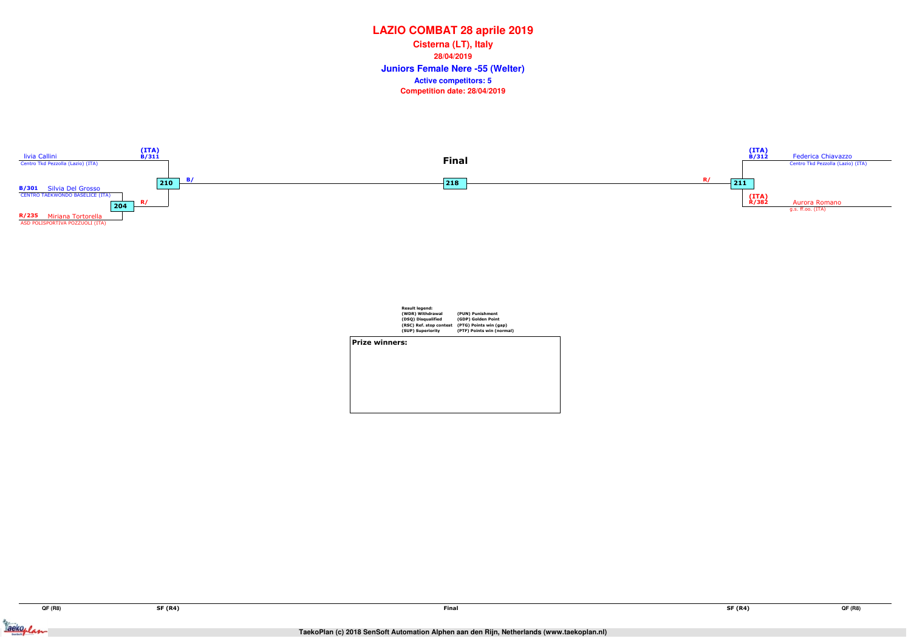# LAZIO COMBAT 28 aprile 2019

**Cisterna (LT), Italy**

**28/04/2019**

## Juniors Female Nere -55 (Welter)

**Active competitors: 5**

**Competition date: 28/04/2019**

### Final

livia Callini
Centro Tkd Pezzolla (Lazio) (ITA)
(ITA) B/311

B/301 Silvia Del Grosso
CENTRO TAEKWONDO BASELICE (ITA)

R/235 Miriana Tortorella
ASD POLISPORTIVA POZZUOLI (ITA)

204 — R/

210 — B/

218

211 — R/

(ITA) B/312 Federica Chiavazzo
Centro Tkd Pezzolla (Lazio) (ITA)

(ITA) R/382 Aurora Romano
g.s. ff.oo. (ITA)

**Result legend:**

| | |
|---|---|
| (WDR) Withdrawal | (PUN) Punishment |
| (DSQ) Disqualified | (GDP) Golden Point |
| (RSC) Ref. stop contest | (PTG) Points win (gap) |
| (SUP) Superiority | (PTF) Points win (normal) |

**Prize winners:**

QF (R8) | SF (R4) | Final | SF (R4) | QF (R8)

TaekoPlan (c) 2018 SenSoft Automation Alphen aan den Rijn, Netherlands (www.taekoplan.nl)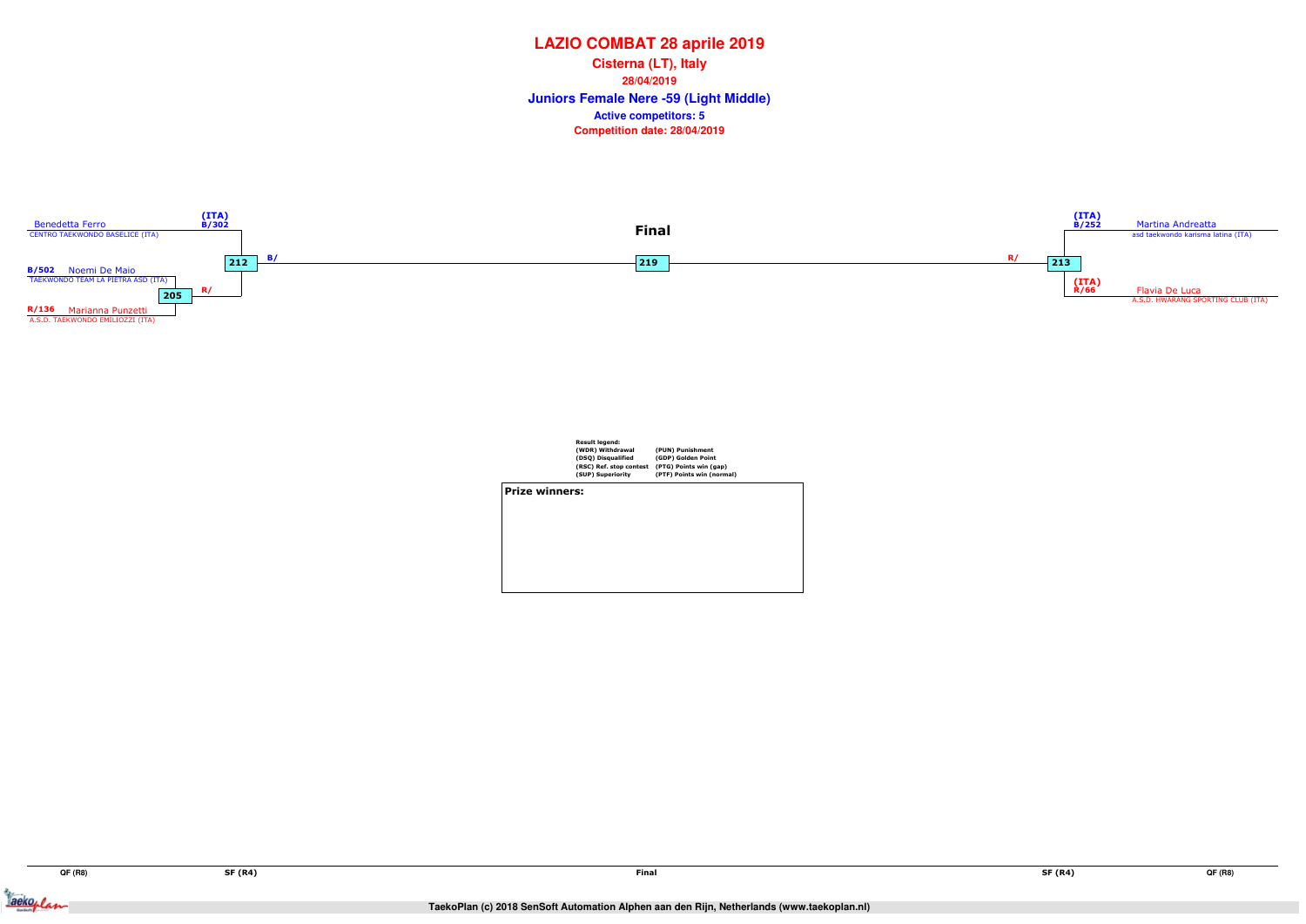# LAZIO COMBAT 28 aprile 2019

**Cisterna (LT), Italy**

**28/04/2019**

**Juniors Female Nere -59 (Light Middle)**

**Active competitors: 5**

**Competition date: 28/04/2019**

Benedetta Ferro (ITA) B/302
CENTRO TAEKWONDO BASELICE (ITA)

B/502 Noemi De Maio
TAEKWONDO TEAM LA PIETRA ASD (ITA)

R/136 Marianna Punzetti
A.S.D. TAEKWONDO EMILIOZZI (ITA)

205 — R/

212 — B/

**Final**

219

213 — R/

Martina Andreatta (ITA) B/252
asd taekwondo karisma latina (ITA)

Flavia De Luca (ITA) R/66
A.S.D. HWARANG SPORTING CLUB (ITA)

**Result legend:**

| | |
|---|---|
| (WDR) Withdrawal | (PUN) Punishment |
| (DSQ) Disqualified | (GDP) Golden Point |
| (RSC) Ref. stop contest | (PTG) Points win (gap) |
| (SUP) Superiority | (PTF) Points win (normal) |

**Prize winners:**

QF (R8) | SF (R4) | Final | SF (R4) | QF (R8)

TaekoPlan (c) 2018 SenSoft Automation Alphen aan den Rijn, Netherlands (www.taekoplan.nl)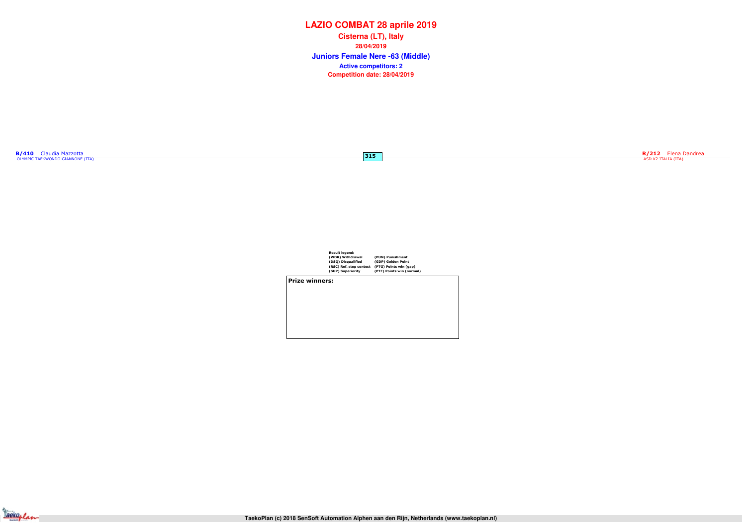# LAZIO COMBAT 28 aprile 2019

**Cisterna (LT), Italy**

**28/04/2019**

## Juniors Female Nere -63 (Middle)

**Active competitors: 2**

**Competition date: 28/04/2019**

**B/410** Claudia Mazzotta
OLYMPIC TAEKWONDO GIANNONE (ITA)

**315**

**R/212** Elena Dandrea
ASD K2 ITALIA (ITA)

**Result legend:**

| | |
|---|---|
| (WDR) Withdrawal | (PUN) Punishment |
| (DSQ) Disqualified | (GDP) Golden Point |
| (RSC) Ref. stop contest | (PTG) Points win (gap) |
| (SUP) Superiority | (PTF) Points win (normal) |

**Prize winners:**

TaekoPlan (c) 2018 SenSoft Automation Alphen aan den Rijn, Netherlands (www.taekoplan.nl)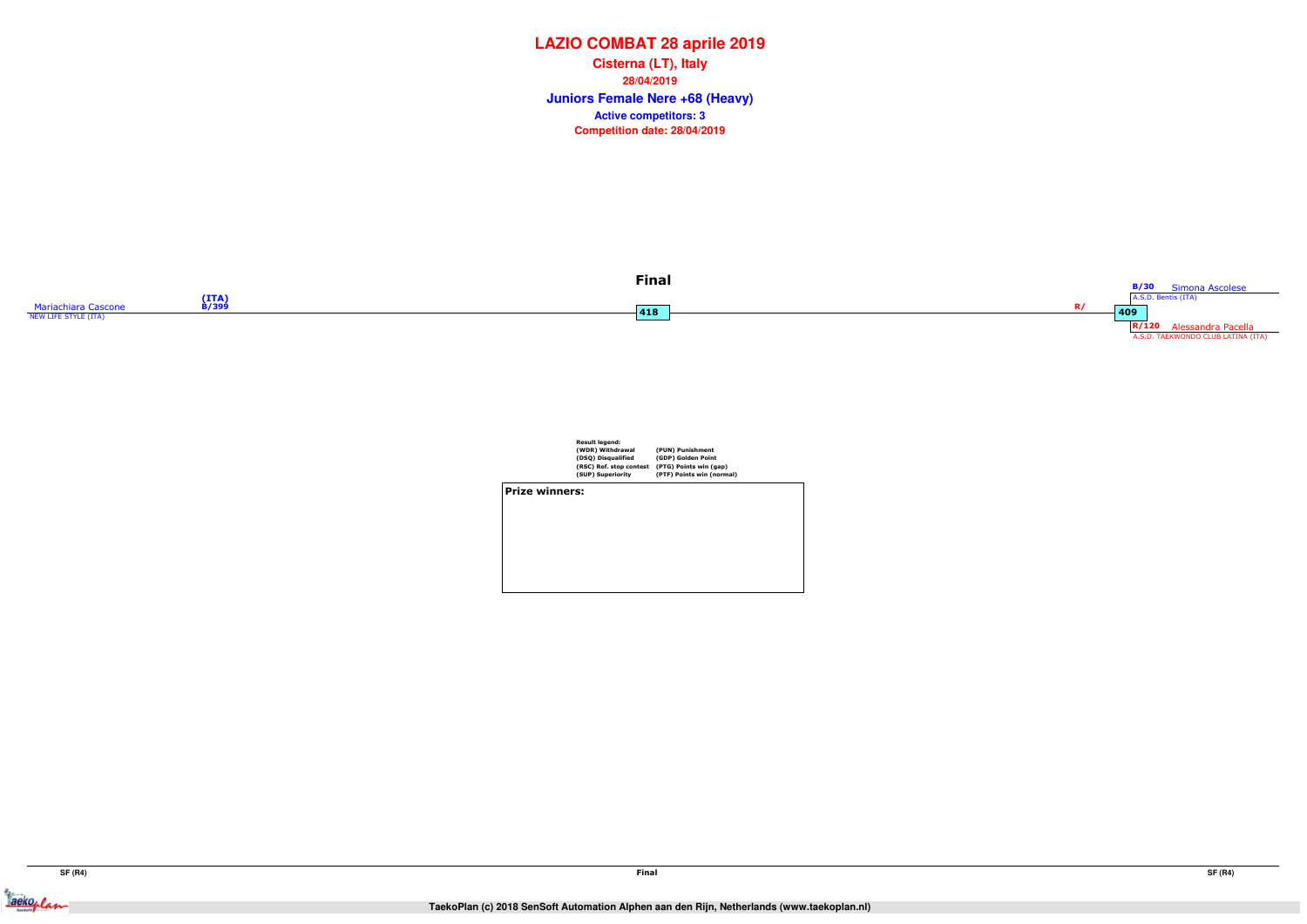# LAZIO COMBAT 28 aprile 2019

**Cisterna (LT), Italy**

**28/04/2019**

## Juniors Female Nere +68 (Heavy)

**Active competitors: 3**

**Competition date: 28/04/2019**

### Final

Mariachiara Cascone (ITA) B/399
NEW LIFE STYLE (ITA)

418

R/

409

B/30 Simona Ascolese
A.S.D. Bentis (ITA)

R/120 Alessandra Pacella
A.S.D. TAEKWONDO CLUB LATINA (ITA)

**Result legend:**

| | |
|---|---|
| (WDR) Withdrawal | (PUN) Punishment |
| (DSQ) Disqualified | (GDP) Golden Point |
| (RSC) Ref. stop contest | (PTG) Points win (gap) |
| (SUP) Superiority | (PTF) Points win (normal) |

**Prize winners:**

SF (R4) Final SF (R4)

TaekoPlan (c) 2018 SenSoft Automation Alphen aan den Rijn, Netherlands (www.taekoplan.nl)